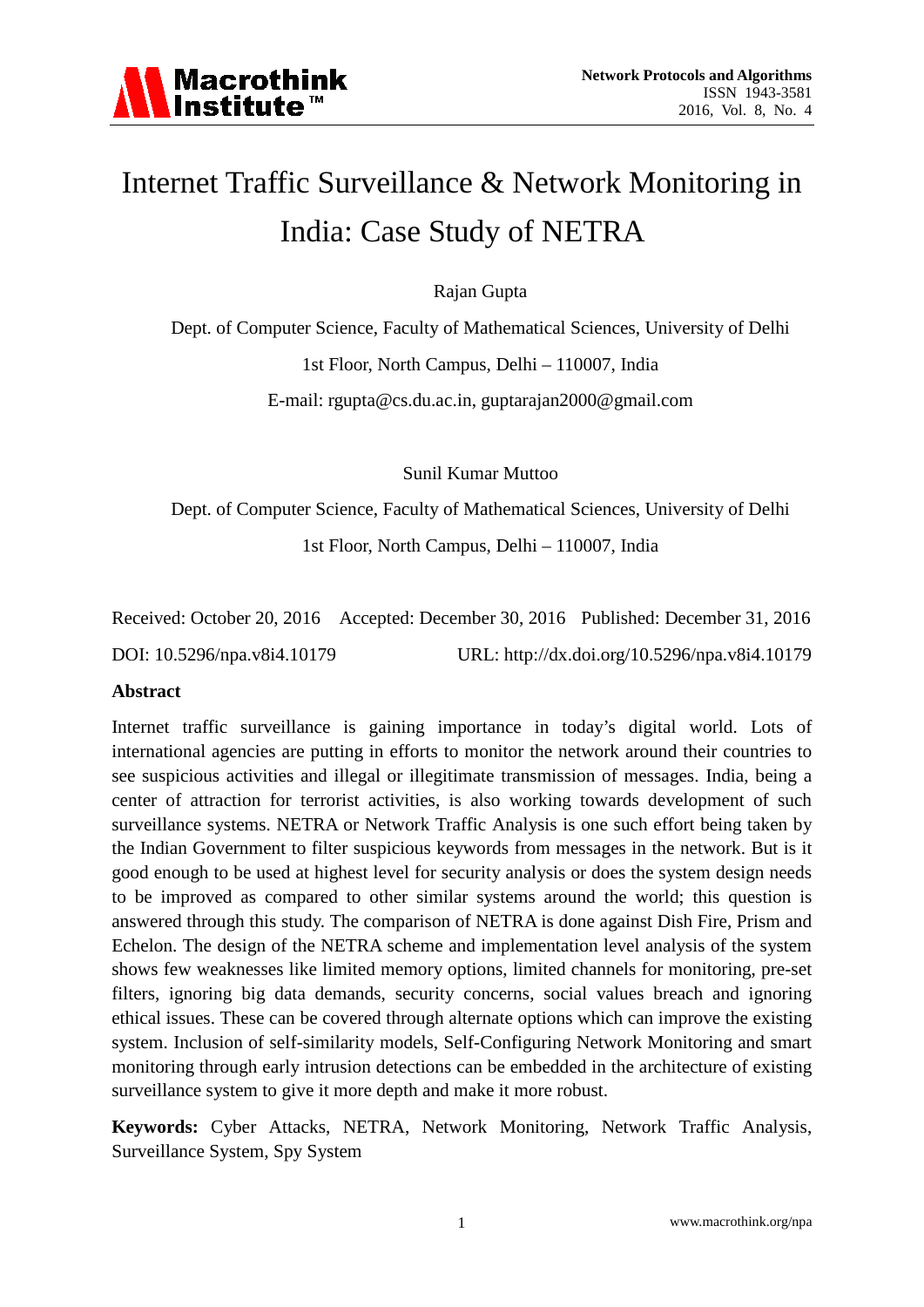# Internet Traffic Surveillance & Network Monitoring in India: Case Study of NETRA

Rajan Gupta

Dept. of Computer Science, Faculty of Mathematical Sciences, University of Delhi

1st Floor, North Campus, Delhi – 110007, India

E-mail: rgupta@cs.du.ac.in, guptarajan2000@gmail.com

Sunil Kumar Muttoo

Dept. of Computer Science, Faculty of Mathematical Sciences, University of Delhi

1st Floor, North Campus, Delhi – 110007, India

Received: October 20, 2016 Accepted: December 30, 2016 Published: December 31, 2016

DOI: 10.5296/npa.v8i4.10179 URL: http://dx.doi.org/10.5296/npa.v8i4.10179

## Abstract

Internet traffic surveillance is gaining importance in today's digital world. Lots of international agencies are putting in efforts to monitor the network around their countries to see suspicious activities and illegal or illegitimate transmission of messages. India, being a center of attraction for terrorist activities, is also working towards development of such surveillance systems. NETRA or Network Traffic Analysis is one such effort being taken by the Indian Government to filter suspicious keywords from messages in the network. But is it good enough to be used at highest level for security analysis or does the system design needs to be improved as compared to other similar systems around the world; this question is answered through this study. The comparison of NETRA is done against Dish Fire, Prism and Echelon. The design of the NETRA scheme and implementation level analysis of the system shows few weaknesses like limited memory options, limited channels for monitoring, pre-set filters, ignoring big data demands, security concerns, social values breach and ignoring ethical issues. These can be covered through alternate options which can improve the existing system. Inclusion of self-similarity models, Self-Configuring Network Monitoring and smart monitoring through early intrusion detections can be embedded in the architecture of existing surveillance system to give it more depth and make it more robust.

**Keywords:** Cyber Attacks, NETRA, Network Monitoring, Network Traffic Analysis, Surveillance System, Spy System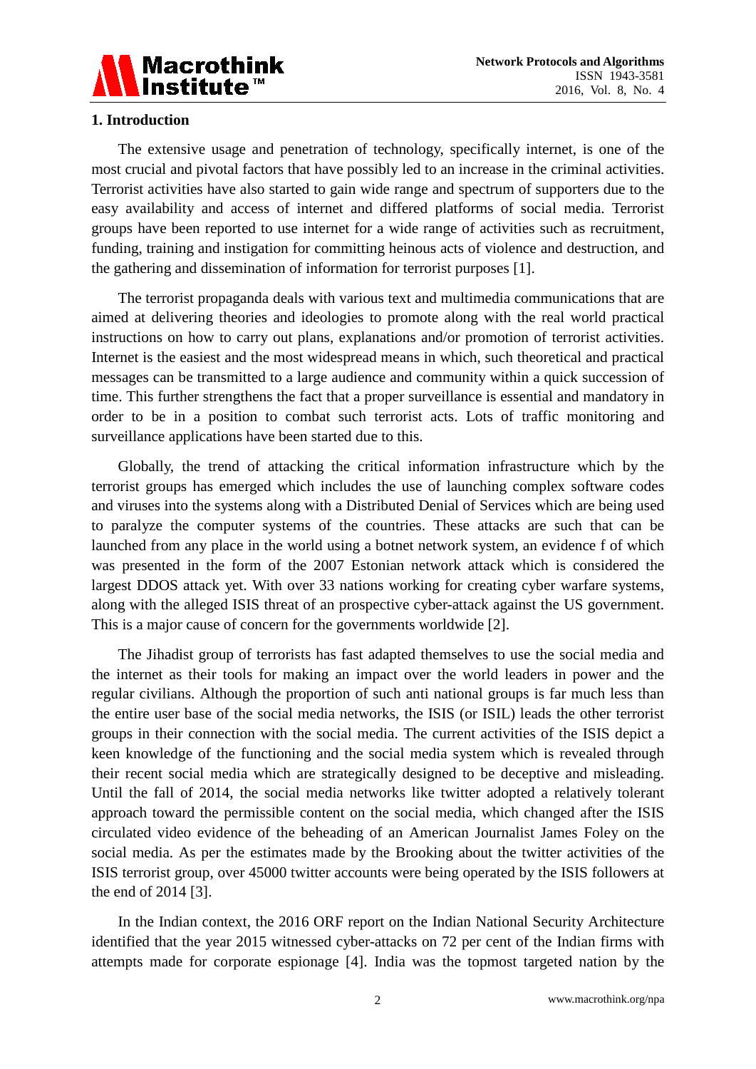## 1. Introduction

The extensive usage and penetration of technology, specifically internet, is one of the most crucial and pivotal factors that have possibly led to an increase in the criminal activities. Terrorist activities have also started to gain wide range and spectrum of supporters due to the easy availability and access of internet and differed platforms of social media. Terrorist groups have been reported to use internet for a wide range of activities such as recruitment, funding, training and instigation for committing heinous acts of violence and destruction, and the gathering and dissemination of information for terrorist purposes [1].

The terrorist propaganda deals with various text and multimedia communications that are aimed at delivering theories and ideologies to promote along with the real world practical instructions on how to carry out plans, explanations and/or promotion of terrorist activities. Internet is the easiest and the most widespread means in which, such theoretical and practical messages can be transmitted to a large audience and community within a quick succession of time. This further strengthens the fact that a proper surveillance is essential and mandatory in order to be in a position to combat such terrorist acts. Lots of traffic monitoring and surveillance applications have been started due to this.

Globally, the trend of attacking the critical information infrastructure which by the terrorist groups has emerged which includes the use of launching complex software codes and viruses into the systems along with a Distributed Denial of Services which are being used to paralyze the computer systems of the countries. These attacks are such that can be launched from any place in the world using a botnet network system, an evidence f of which was presented in the form of the 2007 Estonian network attack which is considered the largest DDOS attack yet. With over 33 nations working for creating cyber warfare systems, along with the alleged ISIS threat of an prospective cyber-attack against the US government. This is a major cause of concern for the governments worldwide [2].

The Jihadist group of terrorists has fast adapted themselves to use the social media and the internet as their tools for making an impact over the world leaders in power and the regular civilians. Although the proportion of such anti national groups is far much less than the entire user base of the social media networks, the ISIS (or ISIL) leads the other terrorist groups in their connection with the social media. The current activities of the ISIS depict a keen knowledge of the functioning and the social media system which is revealed through their recent social media which are strategically designed to be deceptive and misleading. Until the fall of 2014, the social media networks like twitter adopted a relatively tolerant approach toward the permissible content on the social media, which changed after the ISIS circulated video evidence of the beheading of an American Journalist James Foley on the social media. As per the estimates made by the Brooking about the twitter activities of the ISIS terrorist group, over 45000 twitter accounts were being operated by the ISIS followers at the end of 2014 [3].

In the Indian context, the 2016 ORF report on the Indian National Security Architecture identified that the year 2015 witnessed cyber-attacks on 72 per cent of the Indian firms with attempts made for corporate espionage [4]. India was the topmost targeted nation by the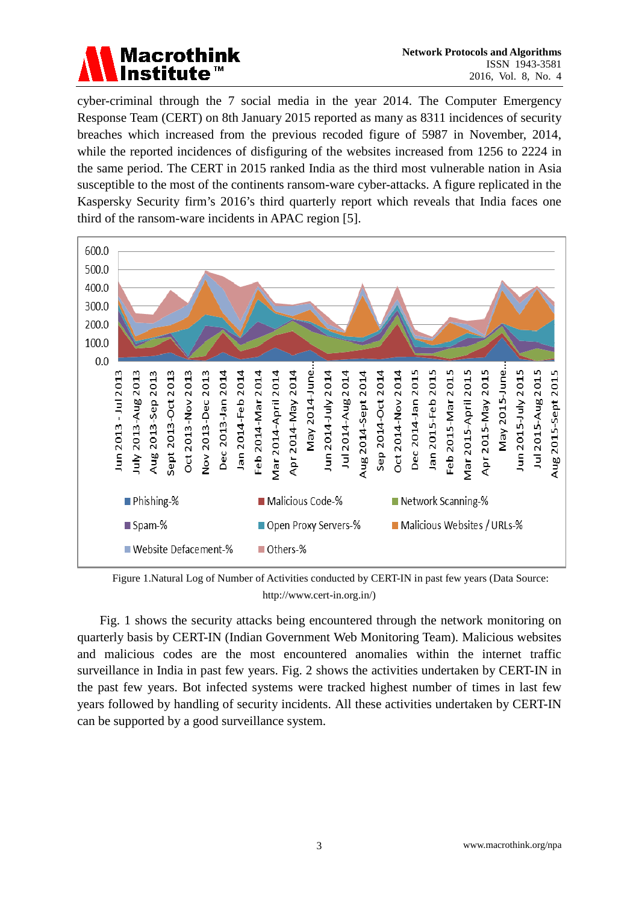cyber-criminal through the 7 social media in the year 2014. The Computer Emergency Response Team (CERT) on 8th January 2015 reported as many as 8311 incidences of security breaches which increased from the previous recoded figure of 5987 in November, 2014, while the reported incidences of disfiguring of the websites increased from 1256 to 2224 in the same period. The CERT in 2015 ranked India as the third most vulnerable nation in Asia susceptible to the most of the continents ransom-ware cyber-attacks. A figure replicated in the Kaspersky Security firm's 2016's third quarterly report which reveals that India faces one third of the ransom-ware incidents in APAC region [5].

Figure 1.Natural Log of Number of Activities conducted by CERT-IN in past few years (Data Source: http://www.cert-in.org.in/)

Fig. 1 shows the security attacks being encountered through the network monitoring on quarterly basis by CERT-IN (Indian Government Web Monitoring Team). Malicious websites and malicious codes are the most encountered anomalies within the internet traffic surveillance in India in past few years. Fig. 2 shows the activities undertaken by CERT-IN in the past few years. Bot infected systems were tracked highest number of times in last few years followed by handling of security incidents. All these activities undertaken by CERT-IN can be supported by a good surveillance system.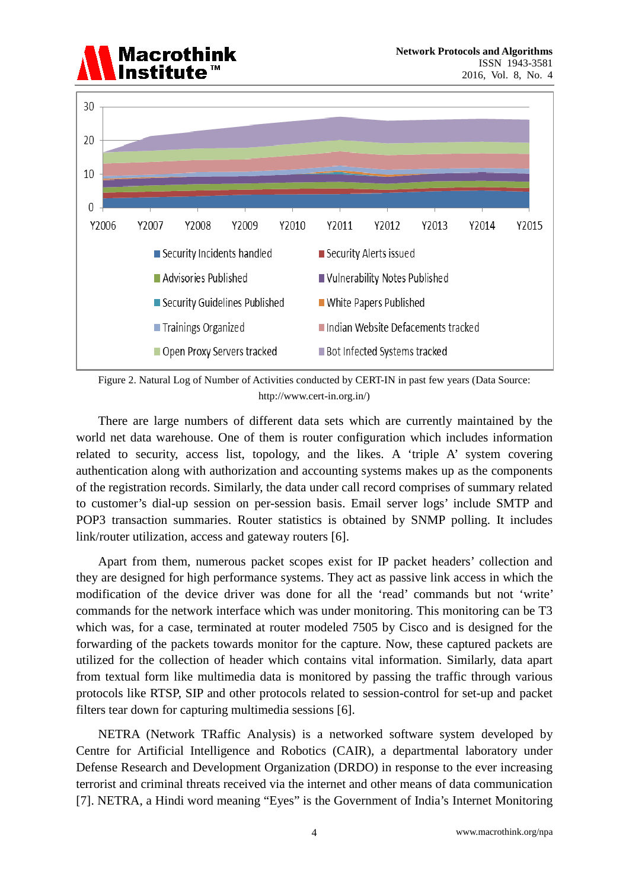30
20
10
0

Y2006 Y2007 Y2008 Y2009 Y2010 Y2011 Y2012 Y2013 Y2014 Y2015

Security Incidents handled
Security Alerts issued
Advisories Published
Vulnerability Notes Published
Security Guidelines Published
White Papers Published
Trainings Organized
Indian Website Defacements tracked
Open Proxy Servers tracked
Bot Infected Systems tracked

Figure 2. Natural Log of Number of Activities conducted by CERT-IN in past few years (Data Source: http://www.cert-in.org.in/)

There are large numbers of different data sets which are currently maintained by the world net data warehouse. One of them is router configuration which includes information related to security, access list, topology, and the likes. A 'triple A' system covering authentication along with authorization and accounting systems makes up as the components of the registration records. Similarly, the data under call record comprises of summary related to customer's dial-up session on per-session basis. Email server logs' include SMTP and POP3 transaction summaries. Router statistics is obtained by SNMP polling. It includes link/router utilization, access and gateway routers [6].

Apart from them, numerous packet scopes exist for IP packet headers' collection and they are designed for high performance systems. They act as passive link access in which the modification of the device driver was done for all the 'read' commands but not 'write' commands for the network interface which was under monitoring. This monitoring can be T3 which was, for a case, terminated at router modeled 7505 by Cisco and is designed for the forwarding of the packets towards monitor for the capture. Now, these captured packets are utilized for the collection of header which contains vital information. Similarly, data apart from textual form like multimedia data is monitored by passing the traffic through various protocols like RTSP, SIP and other protocols related to session-control for set-up and packet filters tear down for capturing multimedia sessions [6].

NETRA (Network TRaffic Analysis) is a networked software system developed by Centre for Artificial Intelligence and Robotics (CAIR), a departmental laboratory under Defense Research and Development Organization (DRDO) in response to the ever increasing terrorist and criminal threats received via the internet and other means of data communication [7]. NETRA, a Hindi word meaning "Eyes" is the Government of India's Internet Monitoring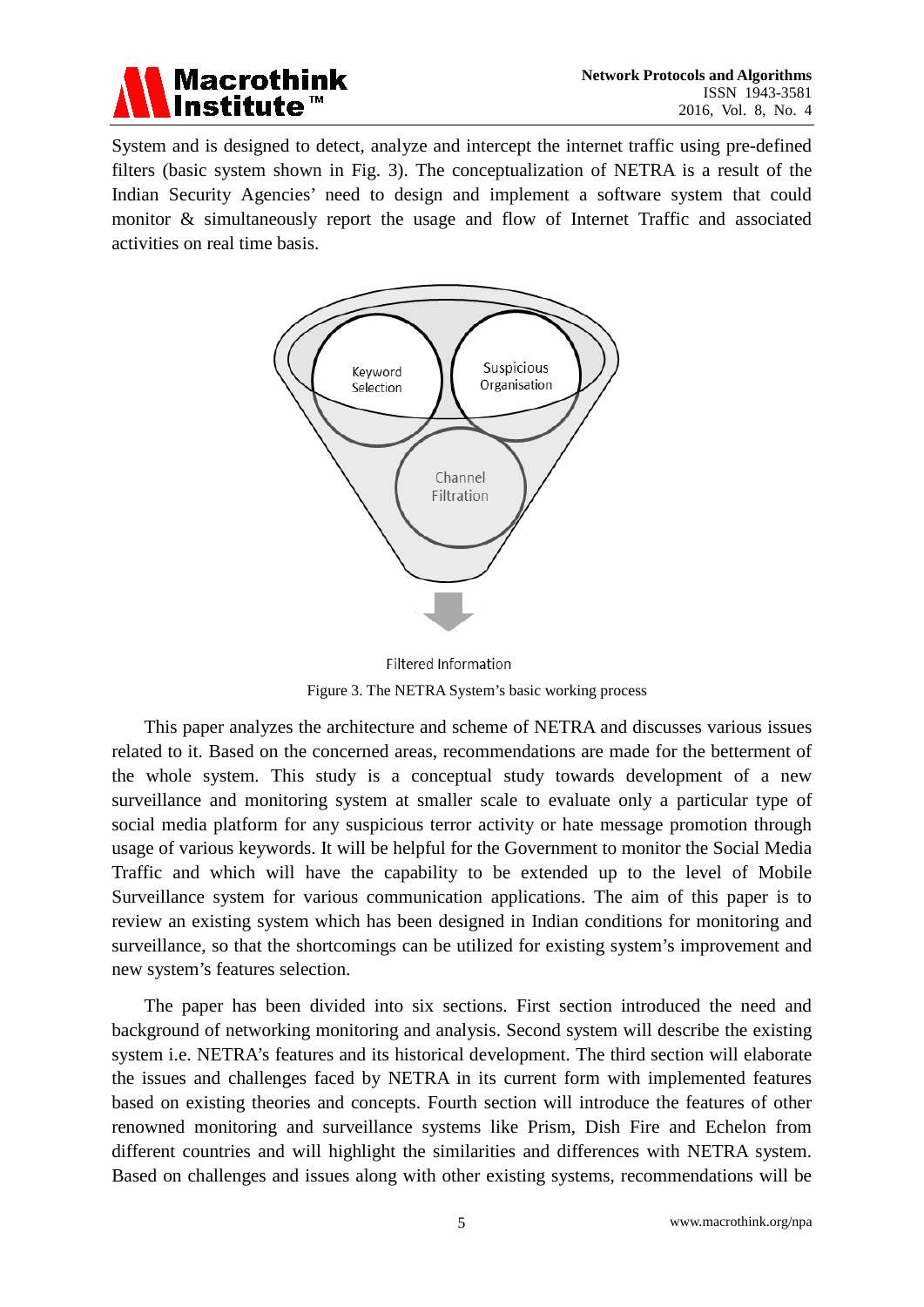System and is designed to detect, analyze and intercept the internet traffic using pre-defined filters (basic system shown in Fig. 3). The conceptualization of NETRA is a result of the Indian Security Agencies' need to design and implement a software system that could monitor & simultaneously report the usage and flow of Internet Traffic and associated activities on real time basis.

Keyword Selection

Suspicious Organisation

Channel Filtration

Filtered Information

Figure 3. The NETRA System's basic working process

This paper analyzes the architecture and scheme of NETRA and discusses various issues related to it. Based on the concerned areas, recommendations are made for the betterment of the whole system. This study is a conceptual study towards development of a new surveillance and monitoring system at smaller scale to evaluate only a particular type of social media platform for any suspicious terror activity or hate message promotion through usage of various keywords. It will be helpful for the Government to monitor the Social Media Traffic and which will have the capability to be extended up to the level of Mobile Surveillance system for various communication applications. The aim of this paper is to review an existing system which has been designed in Indian conditions for monitoring and surveillance, so that the shortcomings can be utilized for existing system's improvement and new system's features selection.

The paper has been divided into six sections. First section introduced the need and background of networking monitoring and analysis. Second system will describe the existing system i.e. NETRA's features and its historical development. The third section will elaborate the issues and challenges faced by NETRA in its current form with implemented features based on existing theories and concepts. Fourth section will introduce the features of other renowned monitoring and surveillance systems like Prism, Dish Fire and Echelon from different countries and will highlight the similarities and differences with NETRA system. Based on challenges and issues along with other existing systems, recommendations will be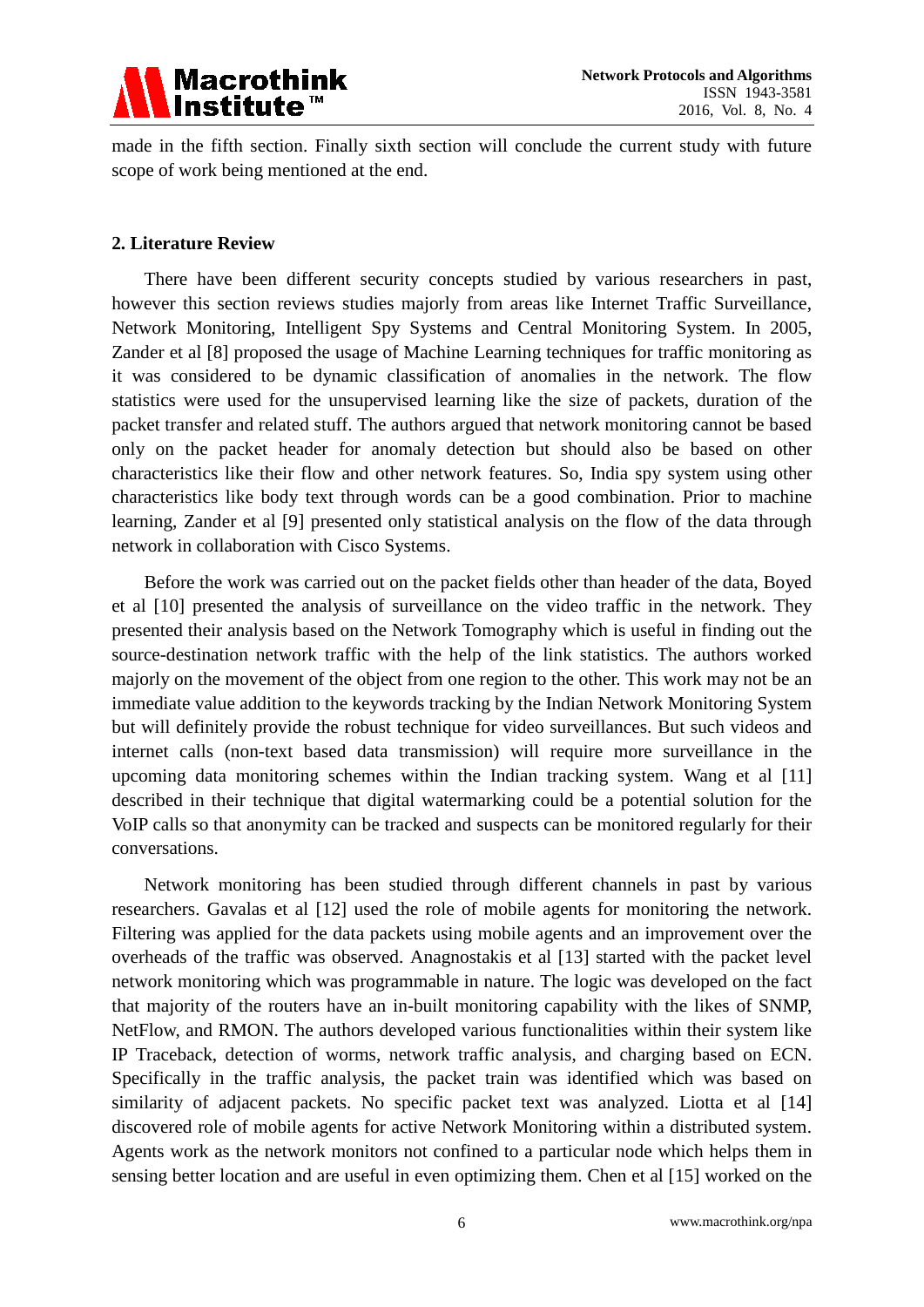made in the fifth section. Finally sixth section will conclude the current study with future scope of work being mentioned at the end.

## 2. Literature Review

There have been different security concepts studied by various researchers in past, however this section reviews studies majorly from areas like Internet Traffic Surveillance, Network Monitoring, Intelligent Spy Systems and Central Monitoring System. In 2005, Zander et al [8] proposed the usage of Machine Learning techniques for traffic monitoring as it was considered to be dynamic classification of anomalies in the network. The flow statistics were used for the unsupervised learning like the size of packets, duration of the packet transfer and related stuff. The authors argued that network monitoring cannot be based only on the packet header for anomaly detection but should also be based on other characteristics like their flow and other network features. So, India spy system using other characteristics like body text through words can be a good combination. Prior to machine learning, Zander et al [9] presented only statistical analysis on the flow of the data through network in collaboration with Cisco Systems.

Before the work was carried out on the packet fields other than header of the data, Boyed et al [10] presented the analysis of surveillance on the video traffic in the network. They presented their analysis based on the Network Tomography which is useful in finding out the source-destination network traffic with the help of the link statistics. The authors worked majorly on the movement of the object from one region to the other. This work may not be an immediate value addition to the keywords tracking by the Indian Network Monitoring System but will definitely provide the robust technique for video surveillances. But such videos and internet calls (non-text based data transmission) will require more surveillance in the upcoming data monitoring schemes within the Indian tracking system. Wang et al [11] described in their technique that digital watermarking could be a potential solution for the VoIP calls so that anonymity can be tracked and suspects can be monitored regularly for their conversations.

Network monitoring has been studied through different channels in past by various researchers. Gavalas et al [12] used the role of mobile agents for monitoring the network. Filtering was applied for the data packets using mobile agents and an improvement over the overheads of the traffic was observed. Anagnostakis et al [13] started with the packet level network monitoring which was programmable in nature. The logic was developed on the fact that majority of the routers have an in-built monitoring capability with the likes of SNMP, NetFlow, and RMON. The authors developed various functionalities within their system like IP Traceback, detection of worms, network traffic analysis, and charging based on ECN. Specifically in the traffic analysis, the packet train was identified which was based on similarity of adjacent packets. No specific packet text was analyzed. Liotta et al [14] discovered role of mobile agents for active Network Monitoring within a distributed system. Agents work as the network monitors not confined to a particular node which helps them in sensing better location and are useful in even optimizing them. Chen et al [15] worked on the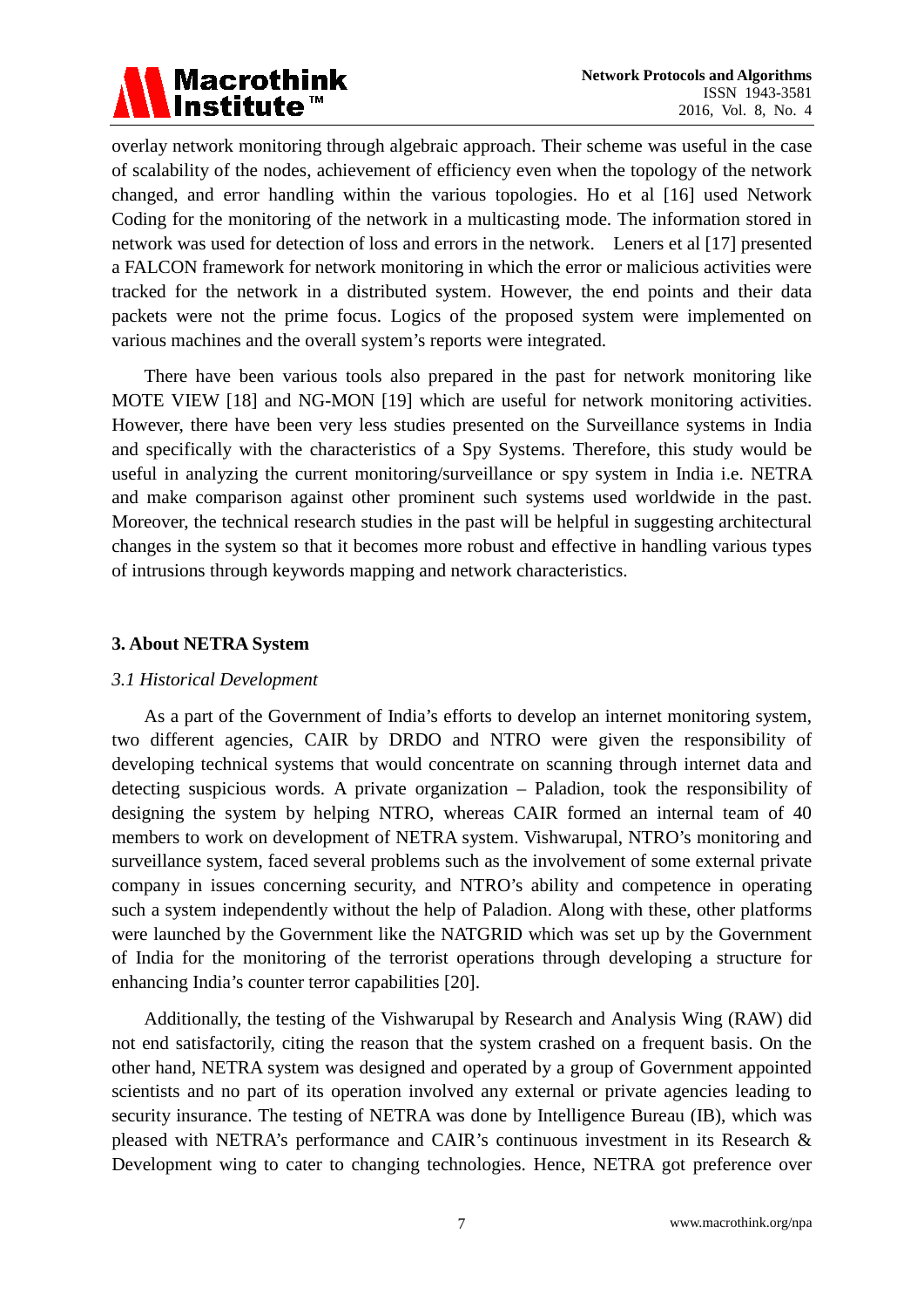overlay network monitoring through algebraic approach. Their scheme was useful in the case of scalability of the nodes, achievement of efficiency even when the topology of the network changed, and error handling within the various topologies. Ho et al [16] used Network Coding for the monitoring of the network in a multicasting mode. The information stored in network was used for detection of loss and errors in the network. Leners et al [17] presented a FALCON framework for network monitoring in which the error or malicious activities were tracked for the network in a distributed system. However, the end points and their data packets were not the prime focus. Logics of the proposed system were implemented on various machines and the overall system's reports were integrated.

There have been various tools also prepared in the past for network monitoring like MOTE VIEW [18] and NG-MON [19] which are useful for network monitoring activities. However, there have been very less studies presented on the Surveillance systems in India and specifically with the characteristics of a Spy Systems. Therefore, this study would be useful in analyzing the current monitoring/surveillance or spy system in India i.e. NETRA and make comparison against other prominent such systems used worldwide in the past. Moreover, the technical research studies in the past will be helpful in suggesting architectural changes in the system so that it becomes more robust and effective in handling various types of intrusions through keywords mapping and network characteristics.

## 3. About NETRA System

### *3.1 Historical Development*

As a part of the Government of India's efforts to develop an internet monitoring system, two different agencies, CAIR by DRDO and NTRO were given the responsibility of developing technical systems that would concentrate on scanning through internet data and detecting suspicious words. A private organization – Paladion, took the responsibility of designing the system by helping NTRO, whereas CAIR formed an internal team of 40 members to work on development of NETRA system. Vishwarupal, NTRO's monitoring and surveillance system, faced several problems such as the involvement of some external private company in issues concerning security, and NTRO's ability and competence in operating such a system independently without the help of Paladion. Along with these, other platforms were launched by the Government like the NATGRID which was set up by the Government of India for the monitoring of the terrorist operations through developing a structure for enhancing India's counter terror capabilities [20].

Additionally, the testing of the Vishwarupal by Research and Analysis Wing (RAW) did not end satisfactorily, citing the reason that the system crashed on a frequent basis. On the other hand, NETRA system was designed and operated by a group of Government appointed scientists and no part of its operation involved any external or private agencies leading to security insurance. The testing of NETRA was done by Intelligence Bureau (IB), which was pleased with NETRA's performance and CAIR's continuous investment in its Research & Development wing to cater to changing technologies. Hence, NETRA got preference over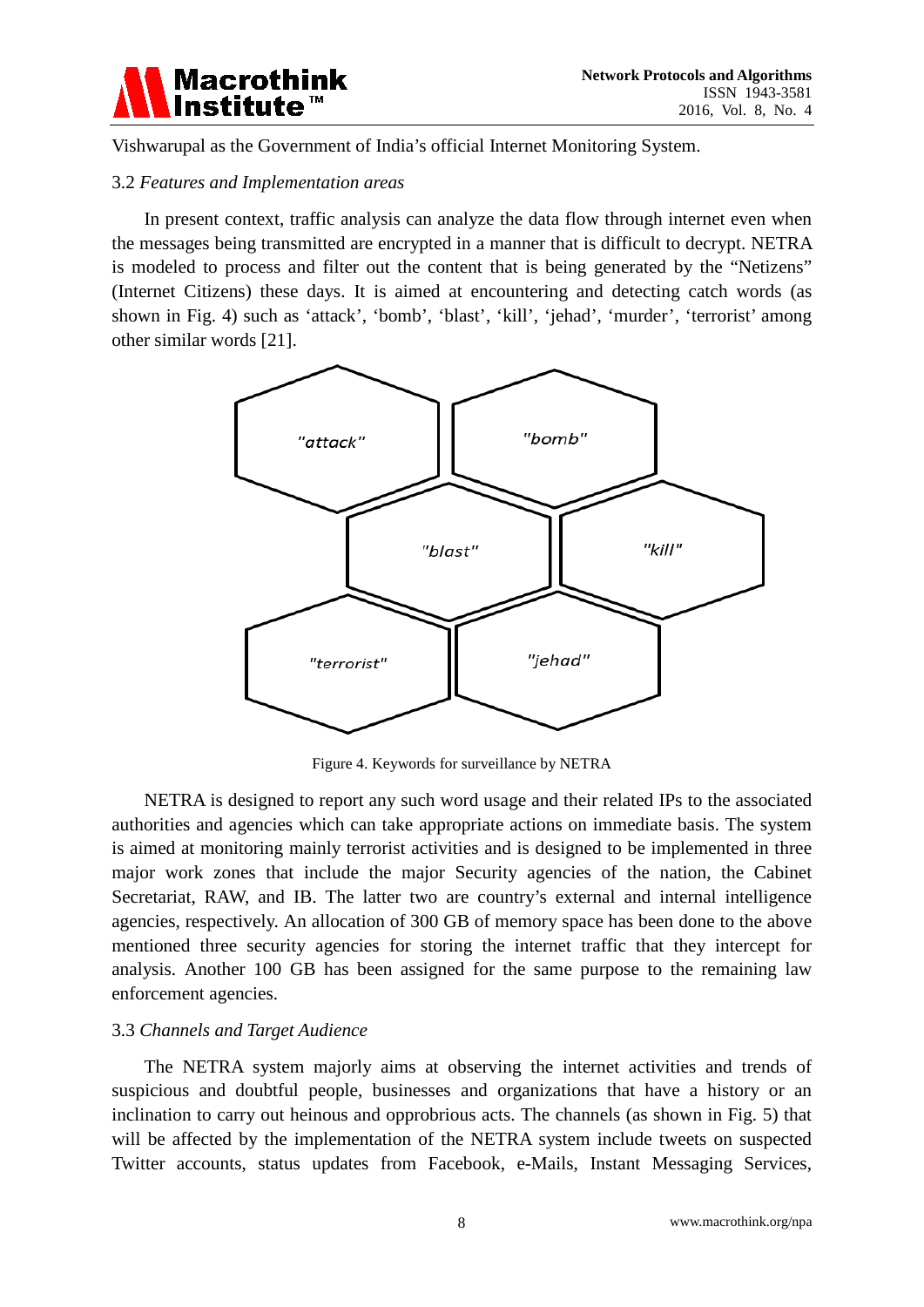Vishwarupal as the Government of India's official Internet Monitoring System.

### 3.2 *Features and Implementation areas*

In present context, traffic analysis can analyze the data flow through internet even when the messages being transmitted are encrypted in a manner that is difficult to decrypt. NETRA is modeled to process and filter out the content that is being generated by the "Netizens" (Internet Citizens) these days. It is aimed at encountering and detecting catch words (as shown in Fig. 4) such as 'attack', 'bomb', 'blast', 'kill', 'jehad', 'murder', 'terrorist' among other similar words [21].

"attack" "bomb" "blast" "kill" "terrorist" "jehad"

Figure 4. Keywords for surveillance by NETRA

NETRA is designed to report any such word usage and their related IPs to the associated authorities and agencies which can take appropriate actions on immediate basis. The system is aimed at monitoring mainly terrorist activities and is designed to be implemented in three major work zones that include the major Security agencies of the nation, the Cabinet Secretariat, RAW, and IB. The latter two are country's external and internal intelligence agencies, respectively. An allocation of 300 GB of memory space has been done to the above mentioned three security agencies for storing the internet traffic that they intercept for analysis. Another 100 GB has been assigned for the same purpose to the remaining law enforcement agencies.

### 3.3 *Channels and Target Audience*

The NETRA system majorly aims at observing the internet activities and trends of suspicious and doubtful people, businesses and organizations that have a history or an inclination to carry out heinous and opprobrious acts. The channels (as shown in Fig. 5) that will be affected by the implementation of the NETRA system include tweets on suspected Twitter accounts, status updates from Facebook, e-Mails, Instant Messaging Services,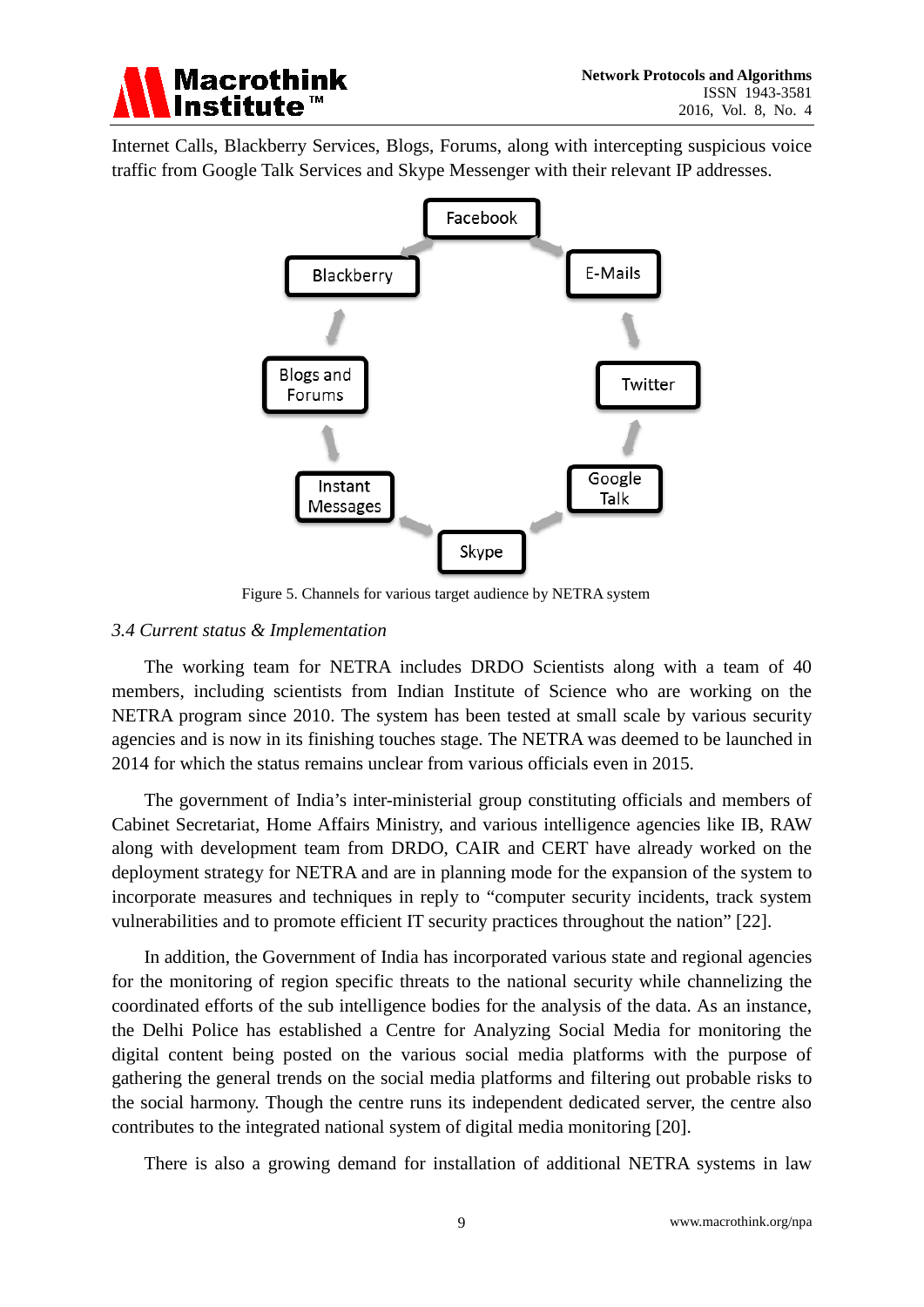Internet Calls, Blackberry Services, Blogs, Forums, along with intercepting suspicious voice traffic from Google Talk Services and Skype Messenger with their relevant IP addresses.

Figure 5. Channels for various target audience by NETRA system

### *3.4 Current status & Implementation*

The working team for NETRA includes DRDO Scientists along with a team of 40 members, including scientists from Indian Institute of Science who are working on the NETRA program since 2010. The system has been tested at small scale by various security agencies and is now in its finishing touches stage. The NETRA was deemed to be launched in 2014 for which the status remains unclear from various officials even in 2015.

The government of India's inter-ministerial group constituting officials and members of Cabinet Secretariat, Home Affairs Ministry, and various intelligence agencies like IB, RAW along with development team from DRDO, CAIR and CERT have already worked on the deployment strategy for NETRA and are in planning mode for the expansion of the system to incorporate measures and techniques in reply to "computer security incidents, track system vulnerabilities and to promote efficient IT security practices throughout the nation" [22].

In addition, the Government of India has incorporated various state and regional agencies for the monitoring of region specific threats to the national security while channelizing the coordinated efforts of the sub intelligence bodies for the analysis of the data. As an instance, the Delhi Police has established a Centre for Analyzing Social Media for monitoring the digital content being posted on the various social media platforms with the purpose of gathering the general trends on the social media platforms and filtering out probable risks to the social harmony. Though the centre runs its independent dedicated server, the centre also contributes to the integrated national system of digital media monitoring [20].

There is also a growing demand for installation of additional NETRA systems in law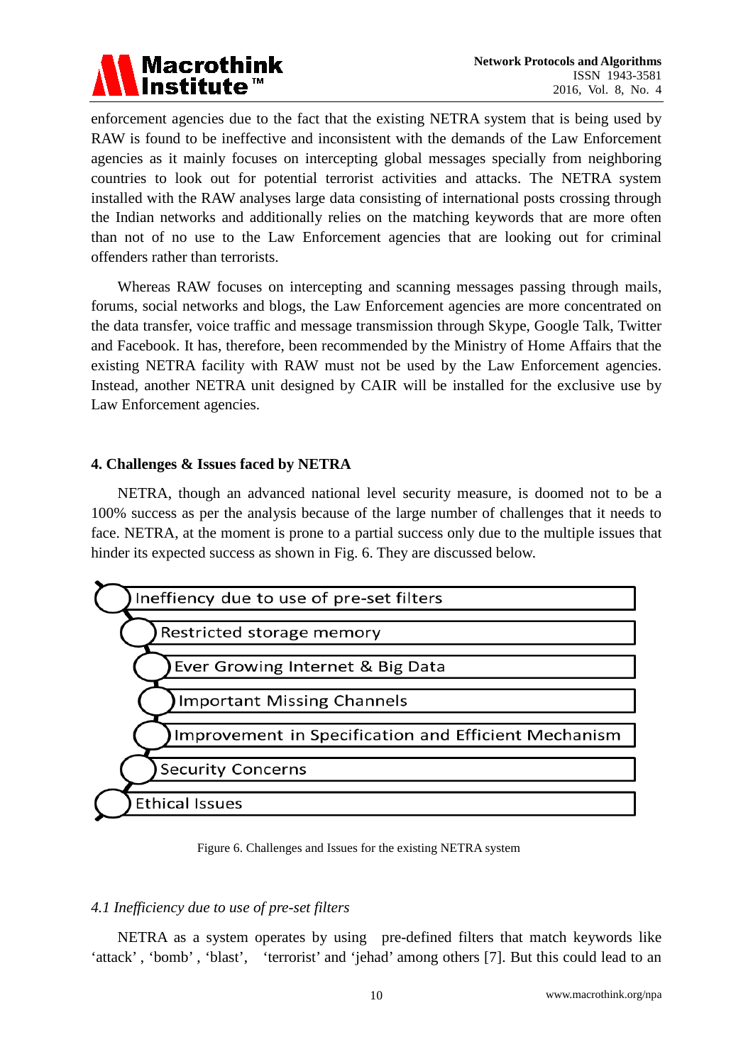enforcement agencies due to the fact that the existing NETRA system that is being used by RAW is found to be ineffective and inconsistent with the demands of the Law Enforcement agencies as it mainly focuses on intercepting global messages specially from neighboring countries to look out for potential terrorist activities and attacks. The NETRA system installed with the RAW analyses large data consisting of international posts crossing through the Indian networks and additionally relies on the matching keywords that are more often than not of no use to the Law Enforcement agencies that are looking out for criminal offenders rather than terrorists.

Whereas RAW focuses on intercepting and scanning messages passing through mails, forums, social networks and blogs, the Law Enforcement agencies are more concentrated on the data transfer, voice traffic and message transmission through Skype, Google Talk, Twitter and Facebook. It has, therefore, been recommended by the Ministry of Home Affairs that the existing NETRA facility with RAW must not be used by the Law Enforcement agencies. Instead, another NETRA unit designed by CAIR will be installed for the exclusive use by Law Enforcement agencies.

## 4. Challenges & Issues faced by NETRA

NETRA, though an advanced national level security measure, is doomed not to be a 100% success as per the analysis because of the large number of challenges that it needs to face. NETRA, at the moment is prone to a partial success only due to the multiple issues that hinder its expected success as shown in Fig. 6. They are discussed below.

- Ineffiency due to use of pre-set filters
- Restricted storage memory
- Ever Growing Internet & Big Data
- Important Missing Channels
- Improvement in Specification and Efficient Mechanism
- Security Concerns
- Ethical Issues

Figure 6. Challenges and Issues for the existing NETRA system

### *4.1 Inefficiency due to use of pre-set filters*

NETRA as a system operates by using pre-defined filters that match keywords like 'attack' , 'bomb' , 'blast', 'terrorist' and 'jehad' among others [7]. But this could lead to an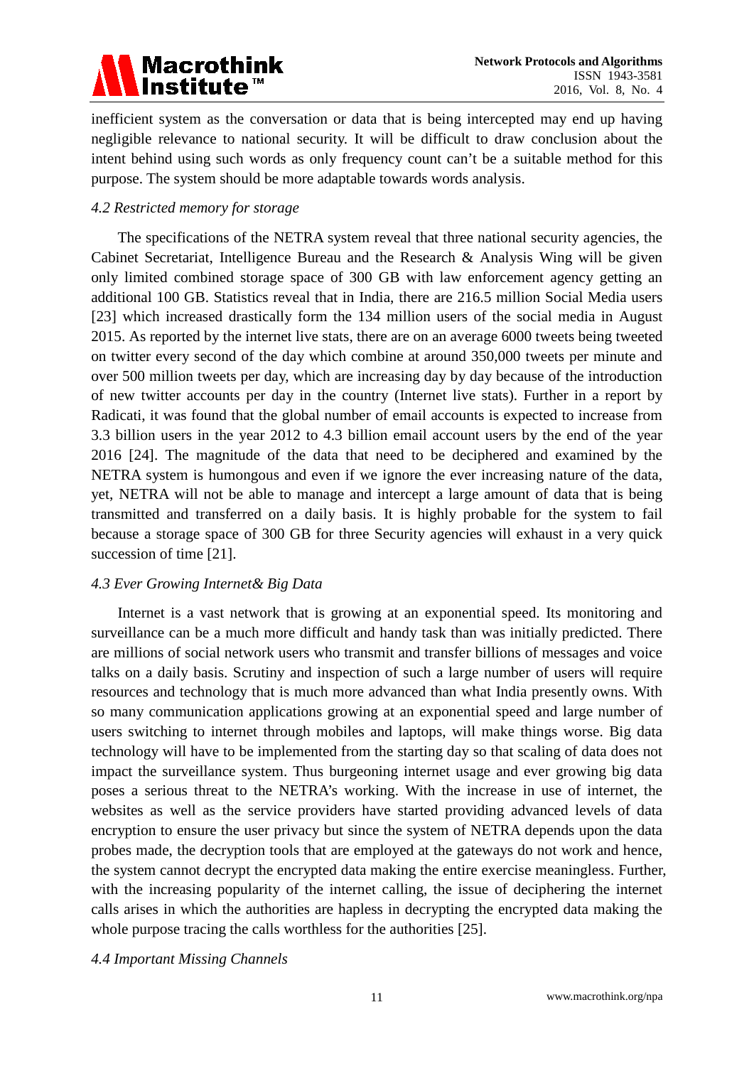inefficient system as the conversation or data that is being intercepted may end up having negligible relevance to national security. It will be difficult to draw conclusion about the intent behind using such words as only frequency count can't be a suitable method for this purpose. The system should be more adaptable towards words analysis.

### *4.2 Restricted memory for storage*

The specifications of the NETRA system reveal that three national security agencies, the Cabinet Secretariat, Intelligence Bureau and the Research & Analysis Wing will be given only limited combined storage space of 300 GB with law enforcement agency getting an additional 100 GB. Statistics reveal that in India, there are 216.5 million Social Media users [23] which increased drastically form the 134 million users of the social media in August 2015. As reported by the internet live stats, there are on an average 6000 tweets being tweeted on twitter every second of the day which combine at around 350,000 tweets per minute and over 500 million tweets per day, which are increasing day by day because of the introduction of new twitter accounts per day in the country (Internet live stats). Further in a report by Radicati, it was found that the global number of email accounts is expected to increase from 3.3 billion users in the year 2012 to 4.3 billion email account users by the end of the year 2016 [24]. The magnitude of the data that need to be deciphered and examined by the NETRA system is humongous and even if we ignore the ever increasing nature of the data, yet, NETRA will not be able to manage and intercept a large amount of data that is being transmitted and transferred on a daily basis. It is highly probable for the system to fail because a storage space of 300 GB for three Security agencies will exhaust in a very quick succession of time [21].

### *4.3 Ever Growing Internet& Big Data*

Internet is a vast network that is growing at an exponential speed. Its monitoring and surveillance can be a much more difficult and handy task than was initially predicted. There are millions of social network users who transmit and transfer billions of messages and voice talks on a daily basis. Scrutiny and inspection of such a large number of users will require resources and technology that is much more advanced than what India presently owns. With so many communication applications growing at an exponential speed and large number of users switching to internet through mobiles and laptops, will make things worse. Big data technology will have to be implemented from the starting day so that scaling of data does not impact the surveillance system. Thus burgeoning internet usage and ever growing big data poses a serious threat to the NETRA's working. With the increase in use of internet, the websites as well as the service providers have started providing advanced levels of data encryption to ensure the user privacy but since the system of NETRA depends upon the data probes made, the decryption tools that are employed at the gateways do not work and hence, the system cannot decrypt the encrypted data making the entire exercise meaningless. Further, with the increasing popularity of the internet calling, the issue of deciphering the internet calls arises in which the authorities are hapless in decrypting the encrypted data making the whole purpose tracing the calls worthless for the authorities [25].

### *4.4 Important Missing Channels*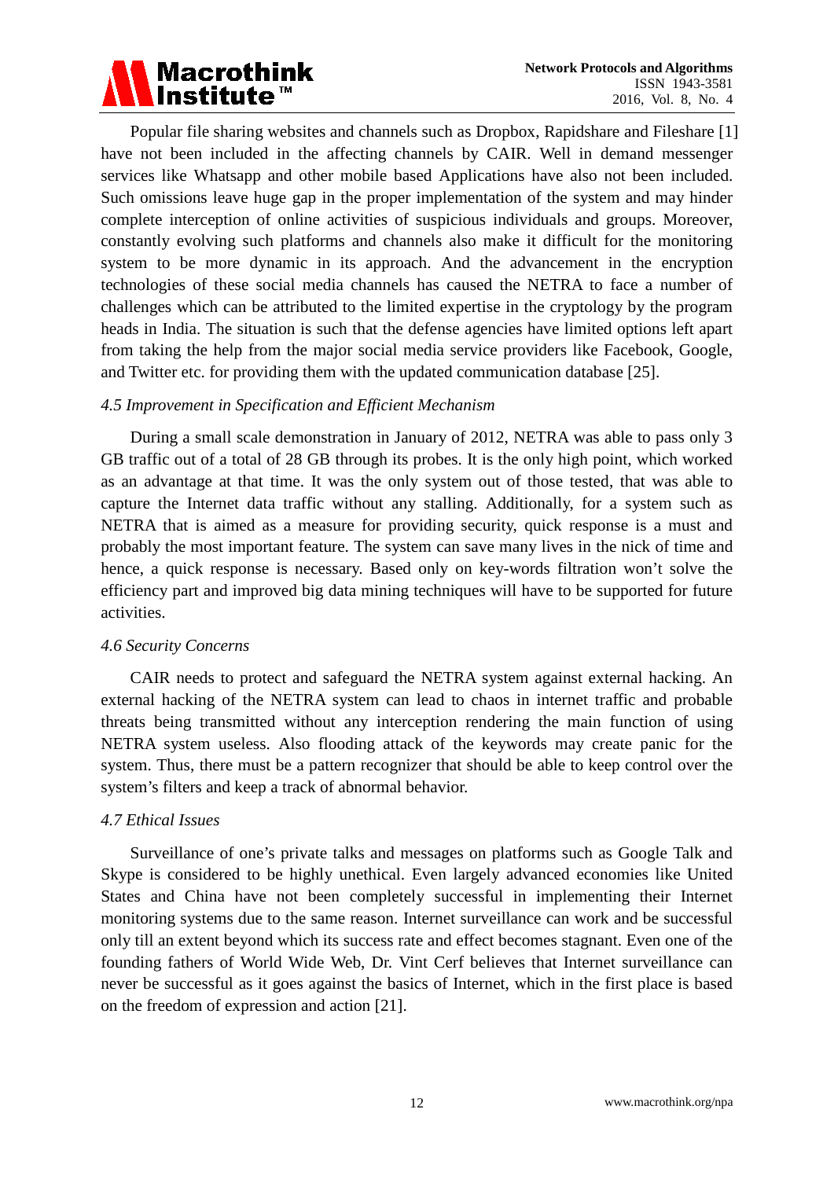Popular file sharing websites and channels such as Dropbox, Rapidshare and Fileshare [1] have not been included in the affecting channels by CAIR. Well in demand messenger services like Whatsapp and other mobile based Applications have also not been included. Such omissions leave huge gap in the proper implementation of the system and may hinder complete interception of online activities of suspicious individuals and groups. Moreover, constantly evolving such platforms and channels also make it difficult for the monitoring system to be more dynamic in its approach. And the advancement in the encryption technologies of these social media channels has caused the NETRA to face a number of challenges which can be attributed to the limited expertise in the cryptology by the program heads in India. The situation is such that the defense agencies have limited options left apart from taking the help from the major social media service providers like Facebook, Google, and Twitter etc. for providing them with the updated communication database [25].

### *4.5 Improvement in Specification and Efficient Mechanism*

During a small scale demonstration in January of 2012, NETRA was able to pass only 3 GB traffic out of a total of 28 GB through its probes. It is the only high point, which worked as an advantage at that time. It was the only system out of those tested, that was able to capture the Internet data traffic without any stalling. Additionally, for a system such as NETRA that is aimed as a measure for providing security, quick response is a must and probably the most important feature. The system can save many lives in the nick of time and hence, a quick response is necessary. Based only on key-words filtration won't solve the efficiency part and improved big data mining techniques will have to be supported for future activities.

### *4.6 Security Concerns*

CAIR needs to protect and safeguard the NETRA system against external hacking. An external hacking of the NETRA system can lead to chaos in internet traffic and probable threats being transmitted without any interception rendering the main function of using NETRA system useless. Also flooding attack of the keywords may create panic for the system. Thus, there must be a pattern recognizer that should be able to keep control over the system's filters and keep a track of abnormal behavior.

### *4.7 Ethical Issues*

Surveillance of one's private talks and messages on platforms such as Google Talk and Skype is considered to be highly unethical. Even largely advanced economies like United States and China have not been completely successful in implementing their Internet monitoring systems due to the same reason. Internet surveillance can work and be successful only till an extent beyond which its success rate and effect becomes stagnant. Even one of the founding fathers of World Wide Web, Dr. Vint Cerf believes that Internet surveillance can never be successful as it goes against the basics of Internet, which in the first place is based on the freedom of expression and action [21].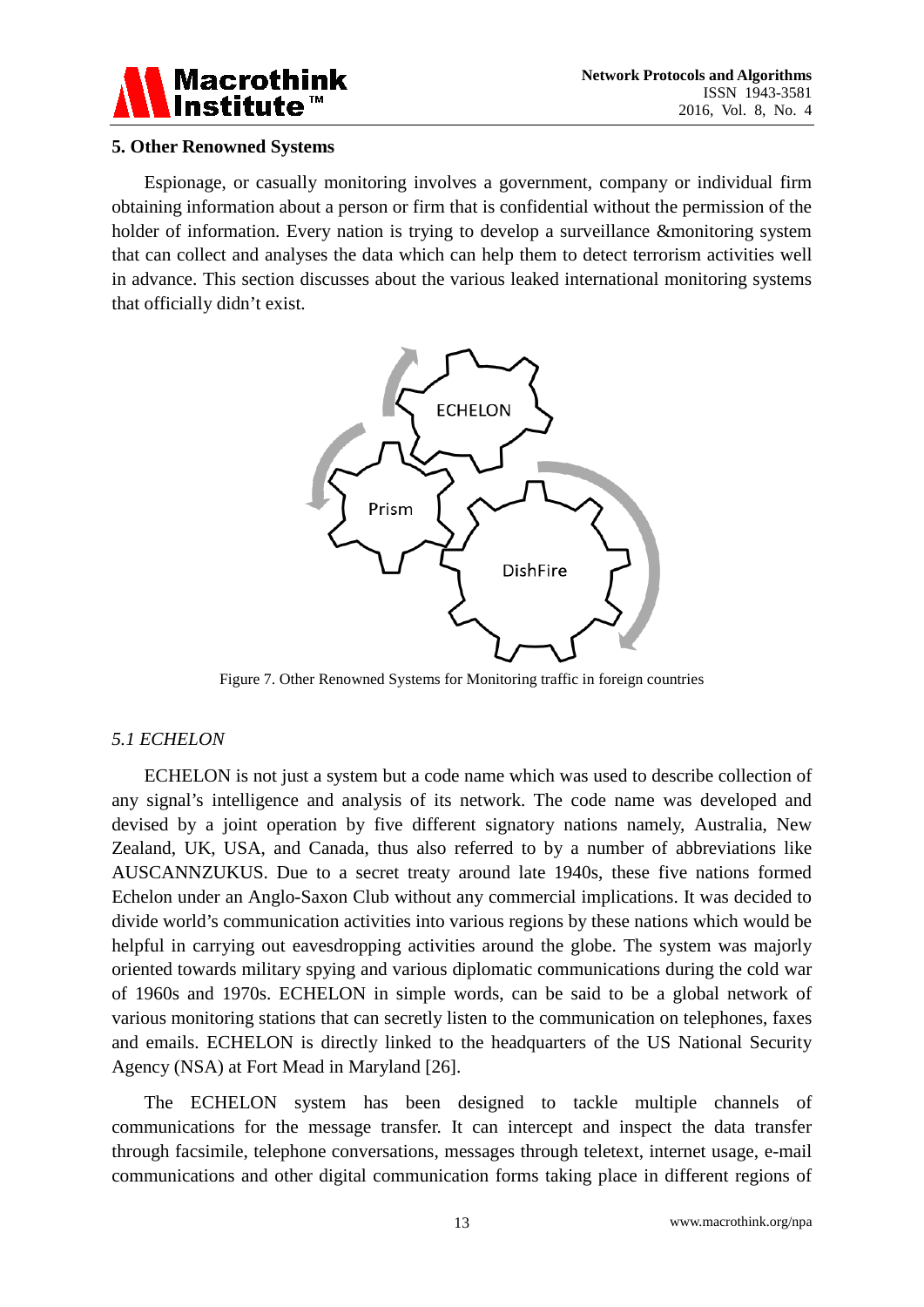## 5. Other Renowned Systems

Espionage, or casually monitoring involves a government, company or individual firm obtaining information about a person or firm that is confidential without the permission of the holder of information. Every nation is trying to develop a surveillance &monitoring system that can collect and analyses the data which can help them to detect terrorism activities well in advance. This section discusses about the various leaked international monitoring systems that officially didn't exist.

ECHELON

Prism

DishFire

Figure 7. Other Renowned Systems for Monitoring traffic in foreign countries

### *5.1 ECHELON*

ECHELON is not just a system but a code name which was used to describe collection of any signal's intelligence and analysis of its network. The code name was developed and devised by a joint operation by five different signatory nations namely, Australia, New Zealand, UK, USA, and Canada, thus also referred to by a number of abbreviations like AUSCANNZUKUS. Due to a secret treaty around late 1940s, these five nations formed Echelon under an Anglo-Saxon Club without any commercial implications. It was decided to divide world's communication activities into various regions by these nations which would be helpful in carrying out eavesdropping activities around the globe. The system was majorly oriented towards military spying and various diplomatic communications during the cold war of 1960s and 1970s. ECHELON in simple words, can be said to be a global network of various monitoring stations that can secretly listen to the communication on telephones, faxes and emails. ECHELON is directly linked to the headquarters of the US National Security Agency (NSA) at Fort Mead in Maryland [26].

The ECHELON system has been designed to tackle multiple channels of communications for the message transfer. It can intercept and inspect the data transfer through facsimile, telephone conversations, messages through teletext, internet usage, e-mail communications and other digital communication forms taking place in different regions of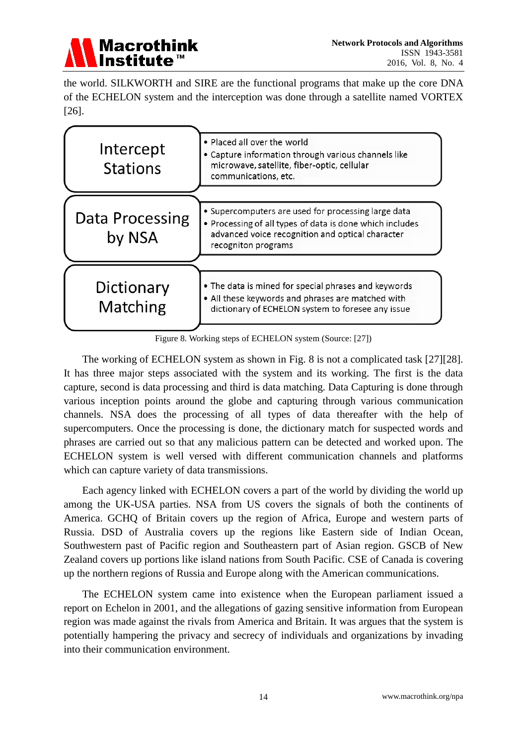the world. SILKWORTH and SIRE are the functional programs that make up the core DNA of the ECHELON system and the interception was done through a satellite named VORTEX [26].

| | |
|---|---|
| Intercept Stations | • Placed all over the world<br>• Capture information through various channels like microwave, satellite, fiber-optic, cellular communications, etc. |
| Data Processing by NSA | • Supercomputers are used for processing large data<br>• Processing of all types of data is done which includes advanced voice recognition and optical character recogniton programs |
| Dictionary Matching | • The data is mined for special phrases and keywords<br>• All these keywords and phrases are matched with dictionary of ECHELON system to foresee any issue |

Figure 8. Working steps of ECHELON system (Source: [27])

The working of ECHELON system as shown in Fig. 8 is not a complicated task [27][28]. It has three major steps associated with the system and its working. The first is the data capture, second is data processing and third is data matching. Data Capturing is done through various inception points around the globe and capturing through various communication channels. NSA does the processing of all types of data thereafter with the help of supercomputers. Once the processing is done, the dictionary match for suspected words and phrases are carried out so that any malicious pattern can be detected and worked upon. The ECHELON system is well versed with different communication channels and platforms which can capture variety of data transmissions.

Each agency linked with ECHELON covers a part of the world by dividing the world up among the UK-USA parties. NSA from US covers the signals of both the continents of America. GCHQ of Britain covers up the region of Africa, Europe and western parts of Russia. DSD of Australia covers up the regions like Eastern side of Indian Ocean, Southwestern past of Pacific region and Southeastern part of Asian region. GSCB of New Zealand covers up portions like island nations from South Pacific. CSE of Canada is covering up the northern regions of Russia and Europe along with the American communications.

The ECHELON system came into existence when the European parliament issued a report on Echelon in 2001, and the allegations of gazing sensitive information from European region was made against the rivals from America and Britain. It was argues that the system is potentially hampering the privacy and secrecy of individuals and organizations by invading into their communication environment.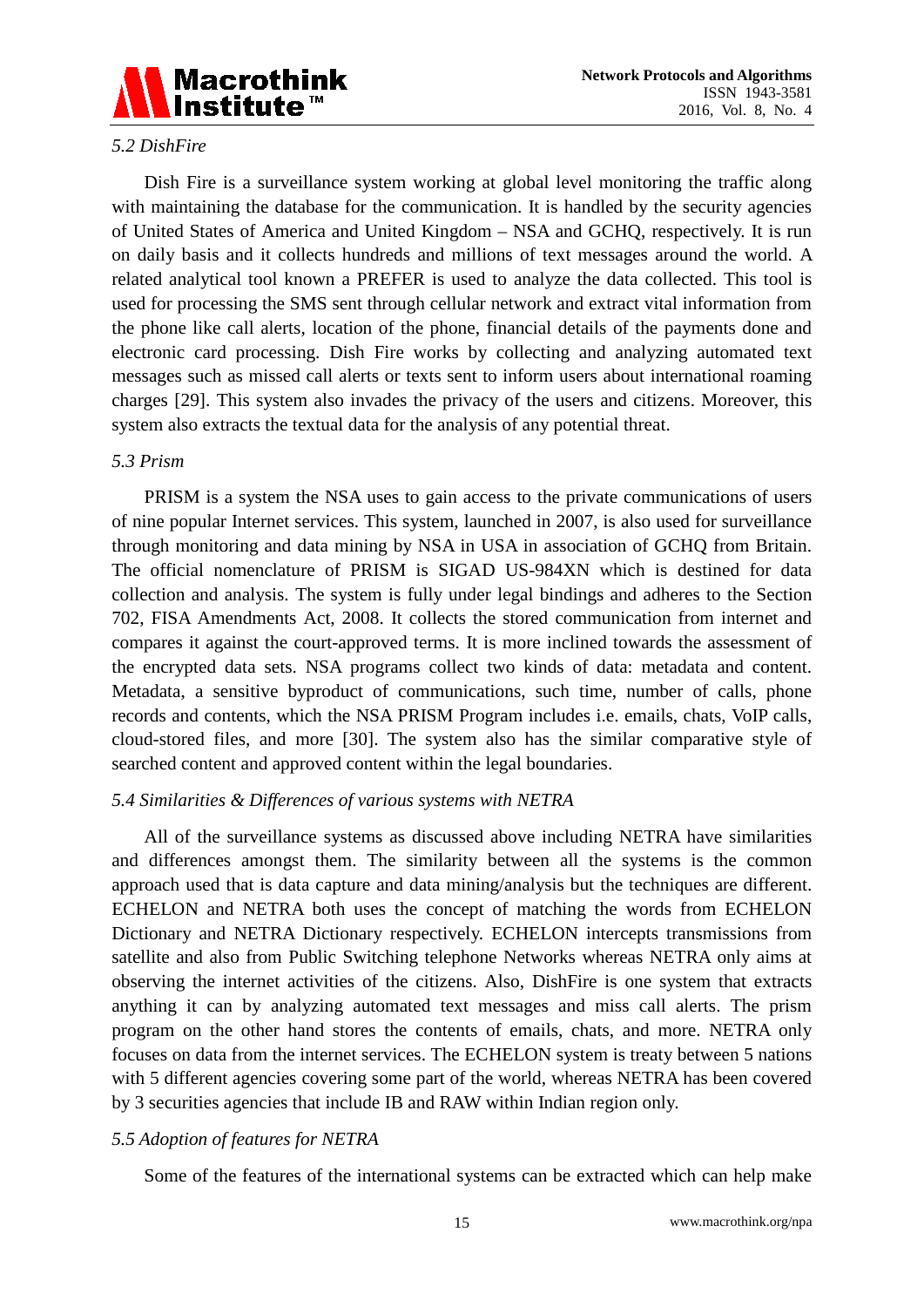### *5.2 DishFire*

Dish Fire is a surveillance system working at global level monitoring the traffic along with maintaining the database for the communication. It is handled by the security agencies of United States of America and United Kingdom – NSA and GCHQ, respectively. It is run on daily basis and it collects hundreds and millions of text messages around the world. A related analytical tool known a PREFER is used to analyze the data collected. This tool is used for processing the SMS sent through cellular network and extract vital information from the phone like call alerts, location of the phone, financial details of the payments done and electronic card processing. Dish Fire works by collecting and analyzing automated text messages such as missed call alerts or texts sent to inform users about international roaming charges [29]. This system also invades the privacy of the users and citizens. Moreover, this system also extracts the textual data for the analysis of any potential threat.

### *5.3 Prism*

PRISM is a system the NSA uses to gain access to the private communications of users of nine popular Internet services. This system, launched in 2007, is also used for surveillance through monitoring and data mining by NSA in USA in association of GCHQ from Britain. The official nomenclature of PRISM is SIGAD US-984XN which is destined for data collection and analysis. The system is fully under legal bindings and adheres to the Section 702, FISA Amendments Act, 2008. It collects the stored communication from internet and compares it against the court-approved terms. It is more inclined towards the assessment of the encrypted data sets. NSA programs collect two kinds of data: metadata and content. Metadata, a sensitive byproduct of communications, such time, number of calls, phone records and contents, which the NSA PRISM Program includes i.e. emails, chats, VoIP calls, cloud-stored files, and more [30]. The system also has the similar comparative style of searched content and approved content within the legal boundaries.

### *5.4 Similarities & Differences of various systems with NETRA*

All of the surveillance systems as discussed above including NETRA have similarities and differences amongst them. The similarity between all the systems is the common approach used that is data capture and data mining/analysis but the techniques are different. ECHELON and NETRA both uses the concept of matching the words from ECHELON Dictionary and NETRA Dictionary respectively. ECHELON intercepts transmissions from satellite and also from Public Switching telephone Networks whereas NETRA only aims at observing the internet activities of the citizens. Also, DishFire is one system that extracts anything it can by analyzing automated text messages and miss call alerts. The prism program on the other hand stores the contents of emails, chats, and more. NETRA only focuses on data from the internet services. The ECHELON system is treaty between 5 nations with 5 different agencies covering some part of the world, whereas NETRA has been covered by 3 securities agencies that include IB and RAW within Indian region only.

### *5.5 Adoption of features for NETRA*

Some of the features of the international systems can be extracted which can help make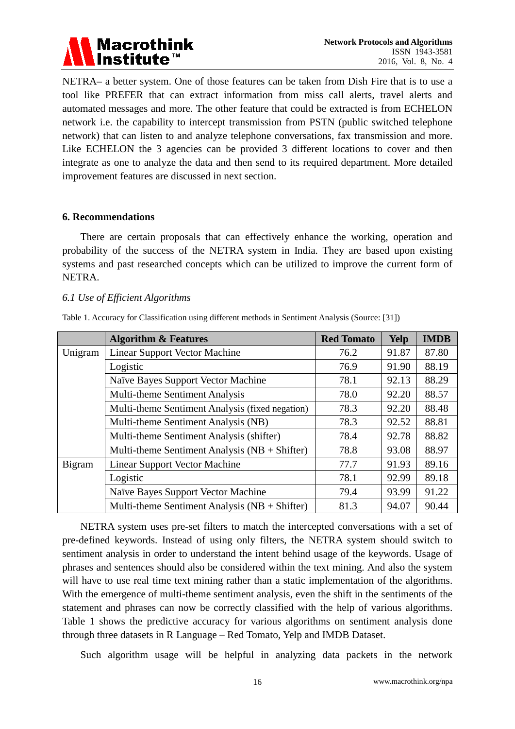NETRA– a better system. One of those features can be taken from Dish Fire that is to use a tool like PREFER that can extract information from miss call alerts, travel alerts and automated messages and more. The other feature that could be extracted is from ECHELON network i.e. the capability to intercept transmission from PSTN (public switched telephone network) that can listen to and analyze telephone conversations, fax transmission and more. Like ECHELON the 3 agencies can be provided 3 different locations to cover and then integrate as one to analyze the data and then send to its required department. More detailed improvement features are discussed in next section.

## 6. Recommendations

There are certain proposals that can effectively enhance the working, operation and probability of the success of the NETRA system in India. They are based upon existing systems and past researched concepts which can be utilized to improve the current form of NETRA.

### *6.1 Use of Efficient Algorithms*

Table 1. Accuracy for Classification using different methods in Sentiment Analysis (Source: [31])

| | **Algorithm & Features** | **Red Tomato** | **Yelp** | **IMDB** |
|---|---|---|---|---|
| Unigram | Linear Support Vector Machine | 76.2 | 91.87 | 87.80 |
| | Logistic | 76.9 | 91.90 | 88.19 |
| | Naïve Bayes Support Vector Machine | 78.1 | 92.13 | 88.29 |
| | Multi-theme Sentiment Analysis | 78.0 | 92.20 | 88.57 |
| | Multi-theme Sentiment Analysis (fixed negation) | 78.3 | 92.20 | 88.48 |
| | Multi-theme Sentiment Analysis (NB) | 78.3 | 92.52 | 88.81 |
| | Multi-theme Sentiment Analysis (shifter) | 78.4 | 92.78 | 88.82 |
| | Multi-theme Sentiment Analysis (NB + Shifter) | 78.8 | 93.08 | 88.97 |
| Bigram | Linear Support Vector Machine | 77.7 | 91.93 | 89.16 |
| | Logistic | 78.1 | 92.99 | 89.18 |
| | Naïve Bayes Support Vector Machine | 79.4 | 93.99 | 91.22 |
| | Multi-theme Sentiment Analysis (NB + Shifter) | 81.3 | 94.07 | 90.44 |

NETRA system uses pre-set filters to match the intercepted conversations with a set of pre-defined keywords. Instead of using only filters, the NETRA system should switch to sentiment analysis in order to understand the intent behind usage of the keywords. Usage of phrases and sentences should also be considered within the text mining. And also the system will have to use real time text mining rather than a static implementation of the algorithms. With the emergence of multi-theme sentiment analysis, even the shift in the sentiments of the statement and phrases can now be correctly classified with the help of various algorithms. Table 1 shows the predictive accuracy for various algorithms on sentiment analysis done through three datasets in R Language – Red Tomato, Yelp and IMDB Dataset.

Such algorithm usage will be helpful in analyzing data packets in the network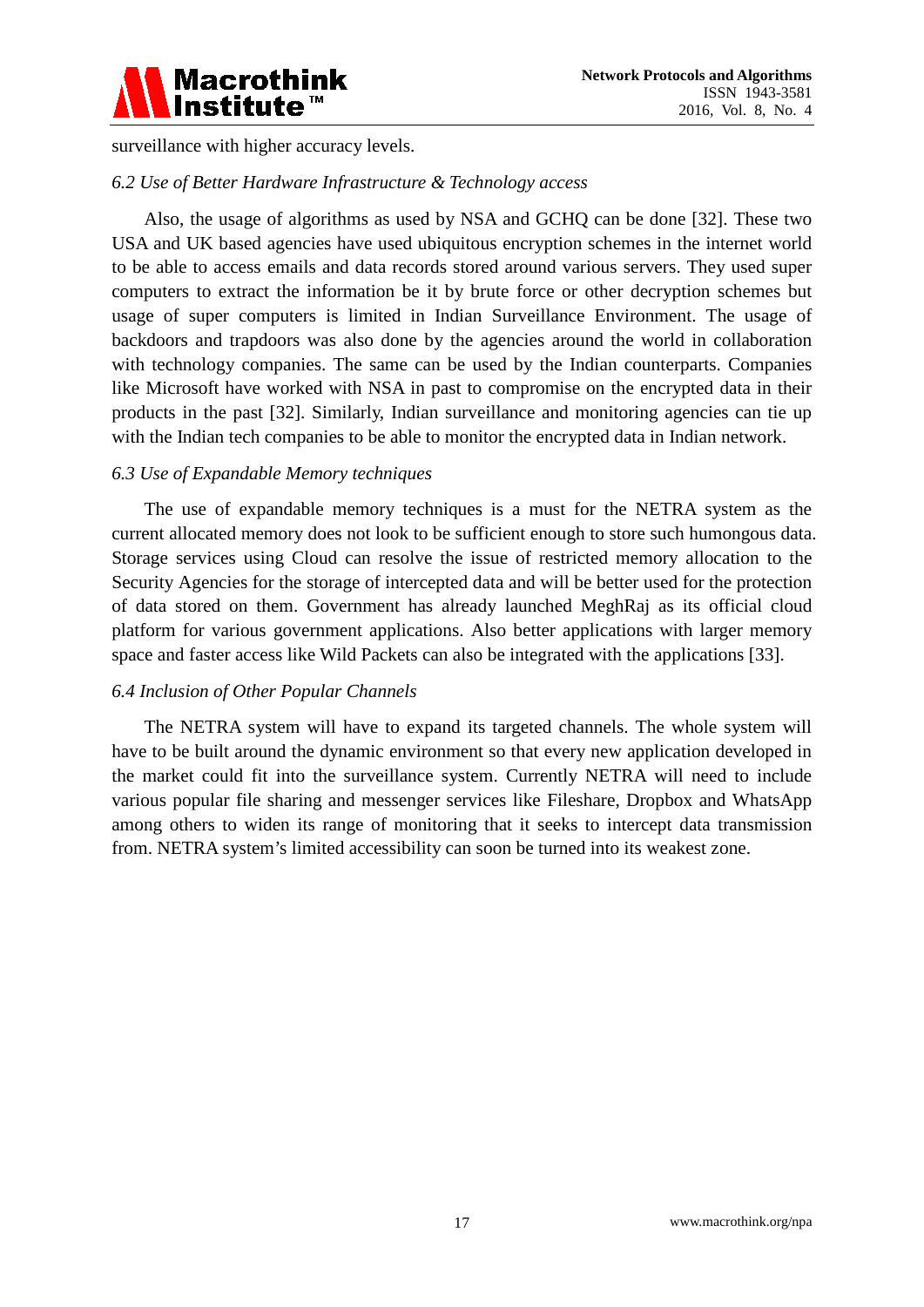surveillance with higher accuracy levels.

### *6.2 Use of Better Hardware Infrastructure & Technology access*

Also, the usage of algorithms as used by NSA and GCHQ can be done [32]. These two USA and UK based agencies have used ubiquitous encryption schemes in the internet world to be able to access emails and data records stored around various servers. They used super computers to extract the information be it by brute force or other decryption schemes but usage of super computers is limited in Indian Surveillance Environment. The usage of backdoors and trapdoors was also done by the agencies around the world in collaboration with technology companies. The same can be used by the Indian counterparts. Companies like Microsoft have worked with NSA in past to compromise on the encrypted data in their products in the past [32]. Similarly, Indian surveillance and monitoring agencies can tie up with the Indian tech companies to be able to monitor the encrypted data in Indian network.

### *6.3 Use of Expandable Memory techniques*

The use of expandable memory techniques is a must for the NETRA system as the current allocated memory does not look to be sufficient enough to store such humongous data. Storage services using Cloud can resolve the issue of restricted memory allocation to the Security Agencies for the storage of intercepted data and will be better used for the protection of data stored on them. Government has already launched MeghRaj as its official cloud platform for various government applications. Also better applications with larger memory space and faster access like Wild Packets can also be integrated with the applications [33].

### *6.4 Inclusion of Other Popular Channels*

The NETRA system will have to expand its targeted channels. The whole system will have to be built around the dynamic environment so that every new application developed in the market could fit into the surveillance system. Currently NETRA will need to include various popular file sharing and messenger services like Fileshare, Dropbox and WhatsApp among others to widen its range of monitoring that it seeks to intercept data transmission from. NETRA system's limited accessibility can soon be turned into its weakest zone.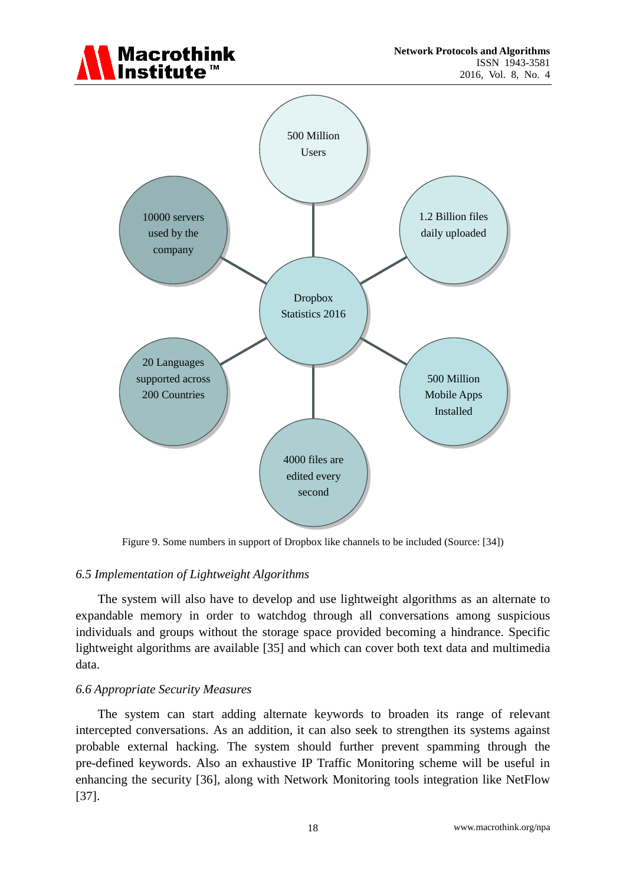500 Million Users

10000 servers used by the company

1.2 Billion files daily uploaded

Dropbox Statistics 2016

20 Languages supported across 200 Countries

500 Million Mobile Apps Installed

4000 files are edited every second

Figure 9. Some numbers in support of Dropbox like channels to be included (Source: [34])

### *6.5 Implementation of Lightweight Algorithms*

The system will also have to develop and use lightweight algorithms as an alternate to expandable memory in order to watchdog through all conversations among suspicious individuals and groups without the storage space provided becoming a hindrance. Specific lightweight algorithms are available [35] and which can cover both text data and multimedia data.

### *6.6 Appropriate Security Measures*

The system can start adding alternate keywords to broaden its range of relevant intercepted conversations. As an addition, it can also seek to strengthen its systems against probable external hacking. The system should further prevent spamming through the pre-defined keywords. Also an exhaustive IP Traffic Monitoring scheme will be useful in enhancing the security [36], along with Network Monitoring tools integration like NetFlow [37].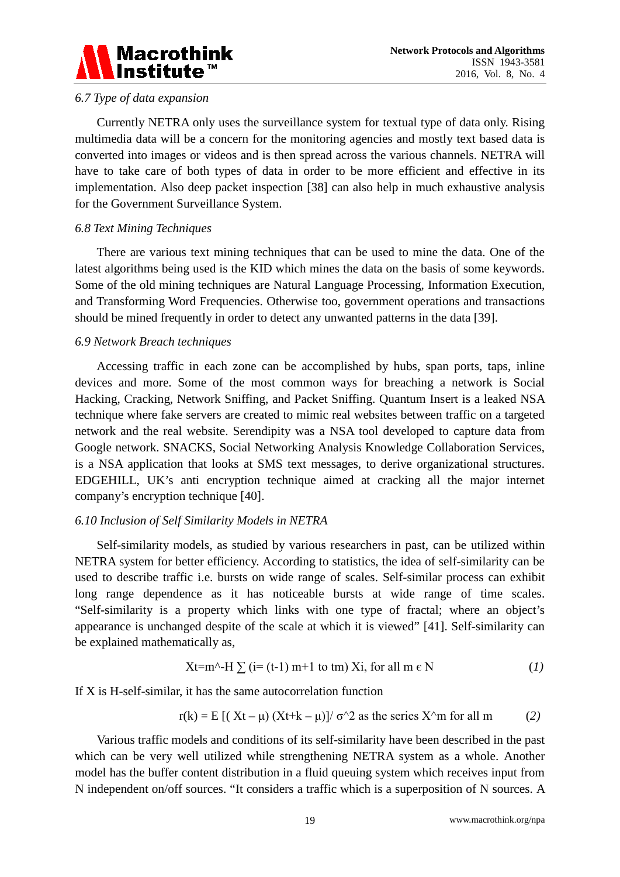### *6.7 Type of data expansion*

Currently NETRA only uses the surveillance system for textual type of data only. Rising multimedia data will be a concern for the monitoring agencies and mostly text based data is converted into images or videos and is then spread across the various channels. NETRA will have to take care of both types of data in order to be more efficient and effective in its implementation. Also deep packet inspection [38] can also help in much exhaustive analysis for the Government Surveillance System.

### *6.8 Text Mining Techniques*

There are various text mining techniques that can be used to mine the data. One of the latest algorithms being used is the KID which mines the data on the basis of some keywords. Some of the old mining techniques are Natural Language Processing, Information Execution, and Transforming Word Frequencies. Otherwise too, government operations and transactions should be mined frequently in order to detect any unwanted patterns in the data [39].

### *6.9 Network Breach techniques*

Accessing traffic in each zone can be accomplished by hubs, span ports, taps, inline devices and more. Some of the most common ways for breaching a network is Social Hacking, Cracking, Network Sniffing, and Packet Sniffing. Quantum Insert is a leaked NSA technique where fake servers are created to mimic real websites between traffic on a targeted network and the real website. Serendipity was a NSA tool developed to capture data from Google network. SNACKS, Social Networking Analysis Knowledge Collaboration Services, is a NSA application that looks at SMS text messages, to derive organizational structures. EDGEHILL, UK's anti encryption technique aimed at cracking all the major internet company's encryption technique [40].

### *6.10 Inclusion of Self Similarity Models in NETRA*

Self-similarity models, as studied by various researchers in past, can be utilized within NETRA system for better efficiency. According to statistics, the idea of self-similarity can be used to describe traffic i.e. bursts on wide range of scales. Self-similar process can exhibit long range dependence as it has noticeable bursts at wide range of time scales. "Self-similarity is a property which links with one type of fractal; where an object's appearance is unchanged despite of the scale at which it is viewed" [41]. Self-similarity can be explained mathematically as,

$$X_t = m^{-H} \sum_{i=(t-1)m+1}^{tm} X_i, \text{ for all } m \in N \tag{1}$$

If X is H-self-similar, it has the same autocorrelation function

$$r(k) = E\,[(X_t - \mu)(X_{t+k} - \mu)] / \sigma^2 \text{ as the series } X^m \text{ for all } m \tag{2}$$

Various traffic models and conditions of its self-similarity have been described in the past which can be very well utilized while strengthening NETRA system as a whole. Another model has the buffer content distribution in a fluid queuing system which receives input from N independent on/off sources. "It considers a traffic which is a superposition of N sources. A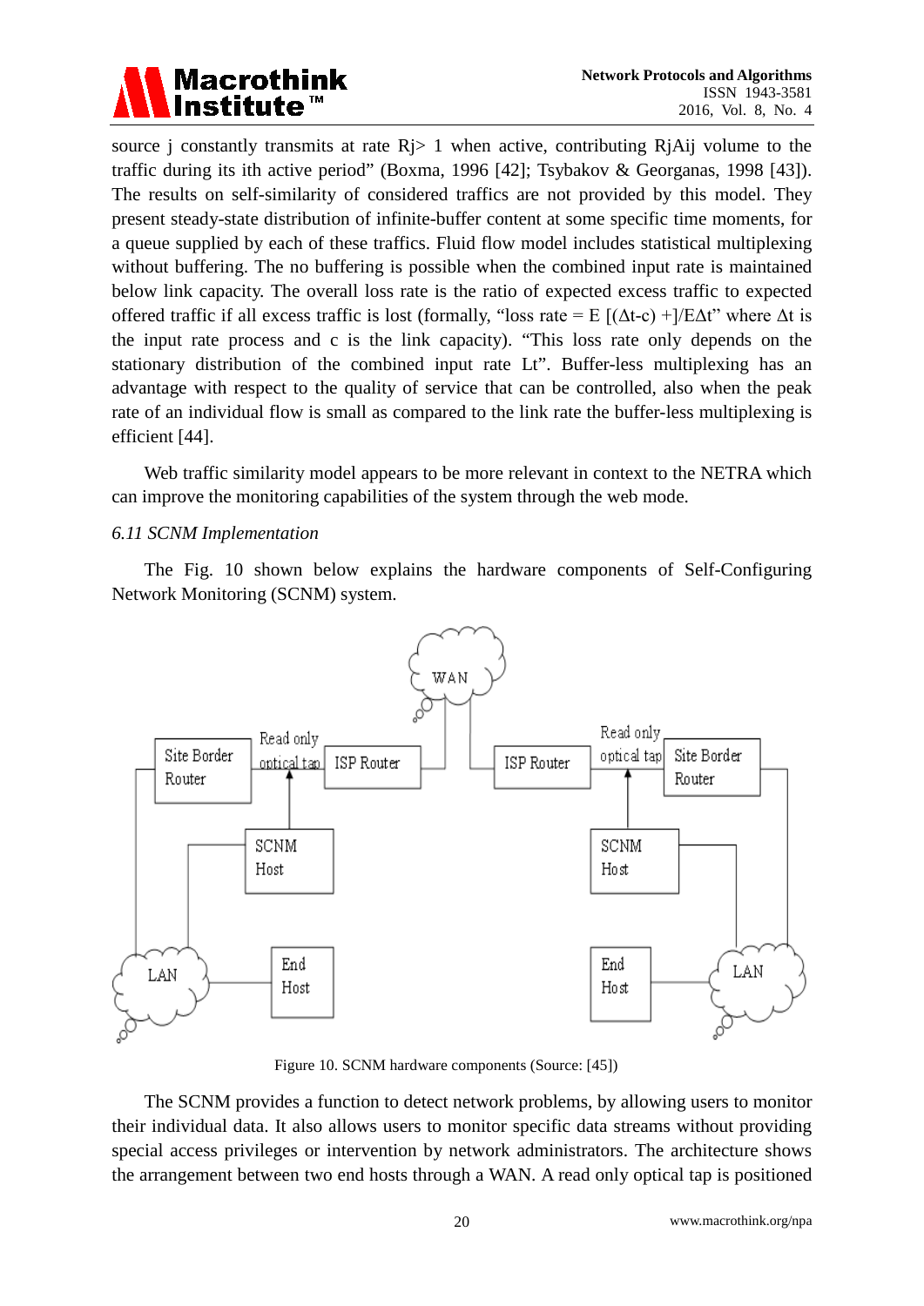source j constantly transmits at rate Rj> 1 when active, contributing RjAij volume to the traffic during its ith active period" (Boxma, 1996 [42]; Tsybakov & Georganas, 1998 [43]). The results on self-similarity of considered traffics are not provided by this model. They present steady-state distribution of infinite-buffer content at some specific time moments, for a queue supplied by each of these traffics. Fluid flow model includes statistical multiplexing without buffering. The no buffering is possible when the combined input rate is maintained below link capacity. The overall loss rate is the ratio of expected excess traffic to expected offered traffic if all excess traffic is lost (formally, "loss rate = E [(Δt-c) +]/EΔt" where Δt is the input rate process and c is the link capacity). "This loss rate only depends on the stationary distribution of the combined input rate Lt". Buffer-less multiplexing has an advantage with respect to the quality of service that can be controlled, also when the peak rate of an individual flow is small as compared to the link rate the buffer-less multiplexing is efficient [44].

Web traffic similarity model appears to be more relevant in context to the NETRA which can improve the monitoring capabilities of the system through the web mode.

*6.11 SCNM Implementation*

The Fig. 10 shown below explains the hardware components of Self-Configuring Network Monitoring (SCNM) system.

Figure 10. SCNM hardware components (Source: [45])

The SCNM provides a function to detect network problems, by allowing users to monitor their individual data. It also allows users to monitor specific data streams without providing special access privileges or intervention by network administrators. The architecture shows the arrangement between two end hosts through a WAN. A read only optical tap is positioned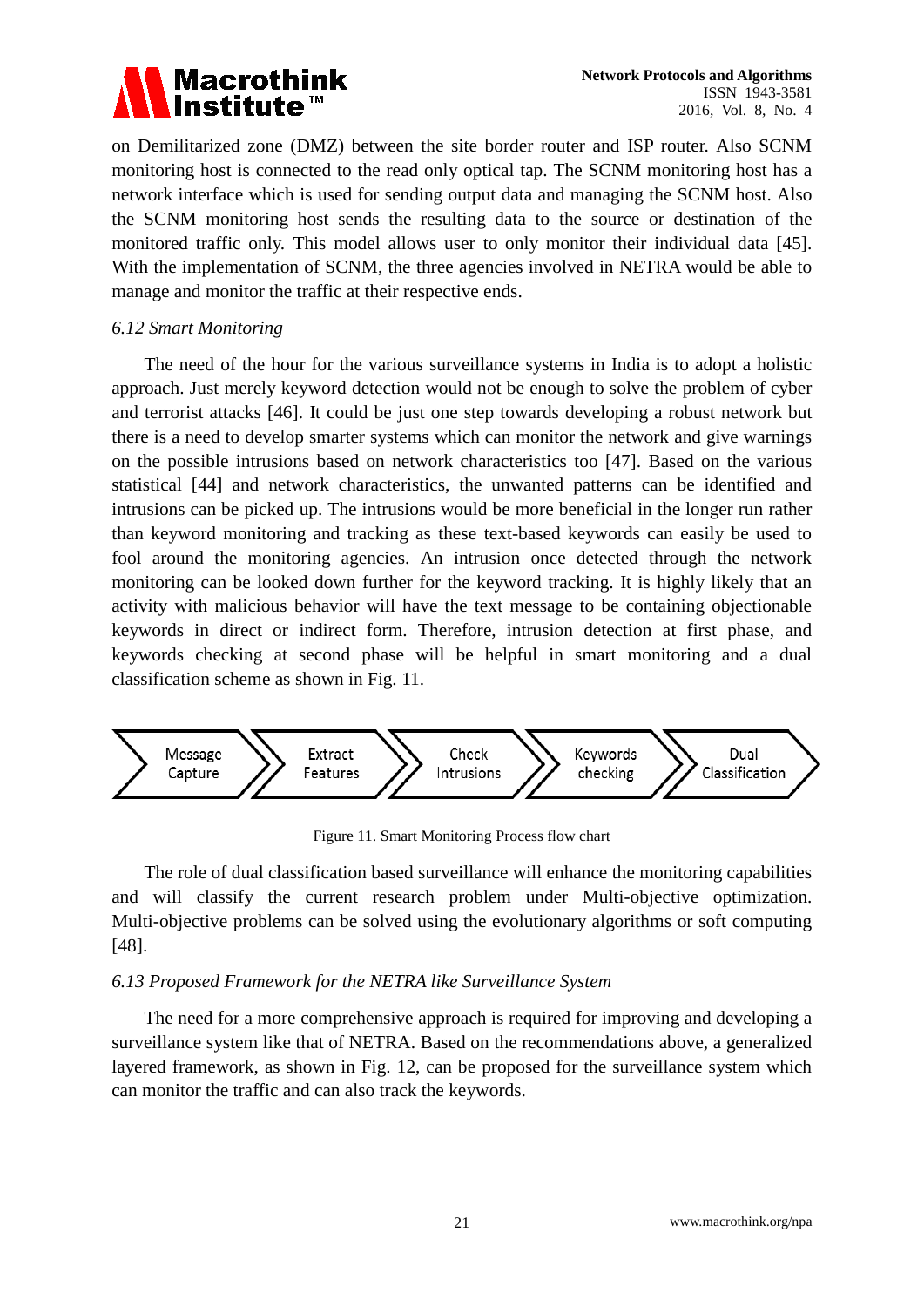on Demilitarized zone (DMZ) between the site border router and ISP router. Also SCNM monitoring host is connected to the read only optical tap. The SCNM monitoring host has a network interface which is used for sending output data and managing the SCNM host. Also the SCNM monitoring host sends the resulting data to the source or destination of the monitored traffic only. This model allows user to only monitor their individual data [45]. With the implementation of SCNM, the three agencies involved in NETRA would be able to manage and monitor the traffic at their respective ends.

### *6.12 Smart Monitoring*

The need of the hour for the various surveillance systems in India is to adopt a holistic approach. Just merely keyword detection would not be enough to solve the problem of cyber and terrorist attacks [46]. It could be just one step towards developing a robust network but there is a need to develop smarter systems which can monitor the network and give warnings on the possible intrusions based on network characteristics too [47]. Based on the various statistical [44] and network characteristics, the unwanted patterns can be identified and intrusions can be picked up. The intrusions would be more beneficial in the longer run rather than keyword monitoring and tracking as these text-based keywords can easily be used to fool around the monitoring agencies. An intrusion once detected through the network monitoring can be looked down further for the keyword tracking. It is highly likely that an activity with malicious behavior will have the text message to be containing objectionable keywords in direct or indirect form. Therefore, intrusion detection at first phase, and keywords checking at second phase will be helpful in smart monitoring and a dual classification scheme as shown in Fig. 11.

Message Capture → Extract Features → Check Intrusions → Keywords checking → Dual Classification

Figure 11. Smart Monitoring Process flow chart

The role of dual classification based surveillance will enhance the monitoring capabilities and will classify the current research problem under Multi-objective optimization. Multi-objective problems can be solved using the evolutionary algorithms or soft computing [48].

### *6.13 Proposed Framework for the NETRA like Surveillance System*

The need for a more comprehensive approach is required for improving and developing a surveillance system like that of NETRA. Based on the recommendations above, a generalized layered framework, as shown in Fig. 12, can be proposed for the surveillance system which can monitor the traffic and can also track the keywords.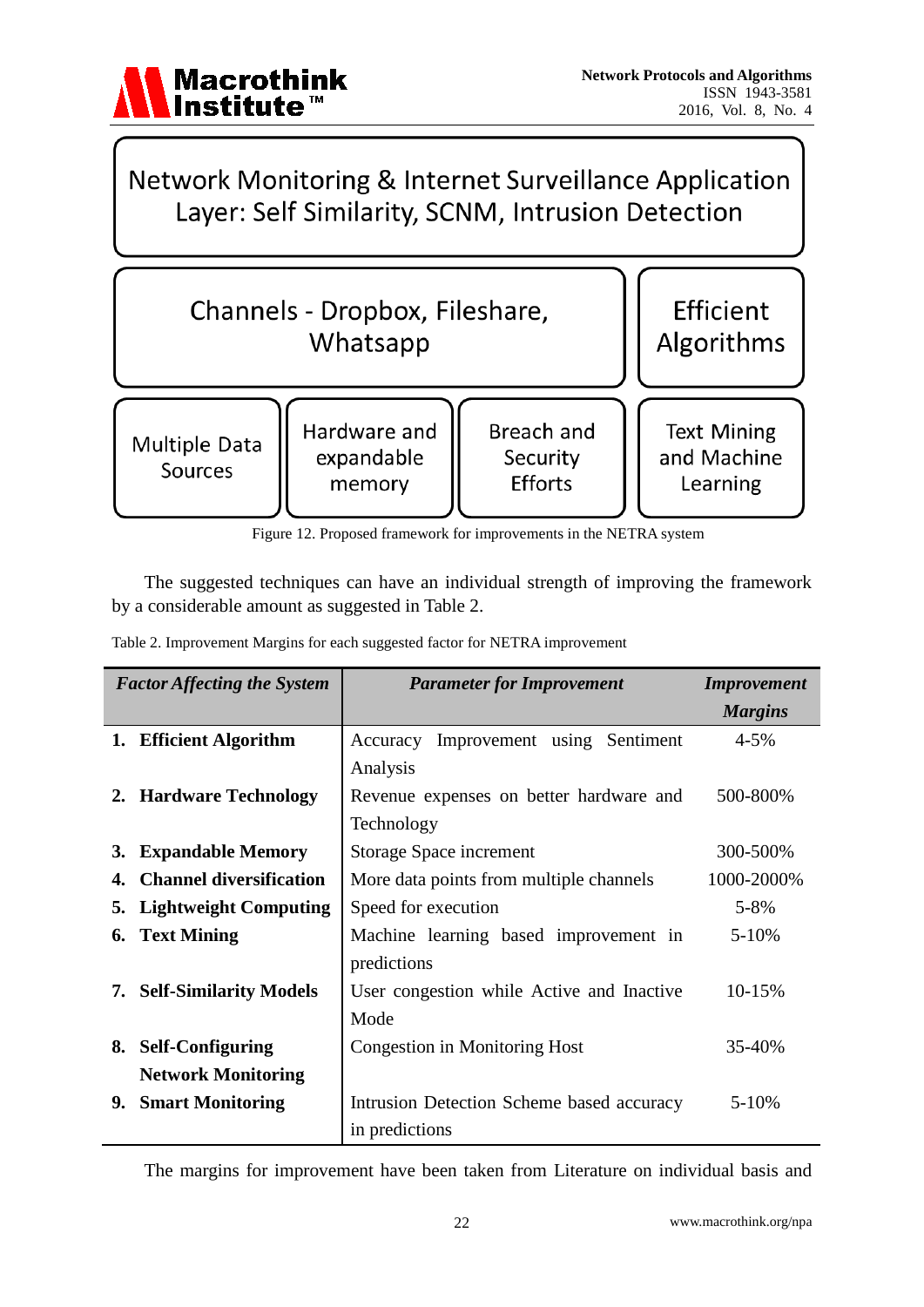Network Monitoring & Internet Surveillance Application Layer: Self Similarity, SCNM, Intrusion Detection

Channels - Dropbox, Fileshare, Whatsapp

Efficient Algorithms

Multiple Data Sources

Hardware and expandable memory

Breach and Security Efforts

Text Mining and Machine Learning

Figure 12. Proposed framework for improvements in the NETRA system

The suggested techniques can have an individual strength of improving the framework by a considerable amount as suggested in Table 2.

Table 2. Improvement Margins for each suggested factor for NETRA improvement

| ***Factor Affecting the System*** | ***Parameter for Improvement*** | ***Improvement Margins*** |
|---|---|---|
| **1. Efficient Algorithm** | Accuracy Improvement using Sentiment Analysis | 4-5% |
| **2. Hardware Technology** | Revenue expenses on better hardware and Technology | 500-800% |
| **3. Expandable Memory** | Storage Space increment | 300-500% |
| **4. Channel diversification** | More data points from multiple channels | 1000-2000% |
| **5. Lightweight Computing** | Speed for execution | 5-8% |
| **6. Text Mining** | Machine learning based improvement in predictions | 5-10% |
| **7. Self-Similarity Models** | User congestion while Active and Inactive Mode | 10-15% |
| **8. Self-Configuring Network Monitoring** | Congestion in Monitoring Host | 35-40% |
| **9. Smart Monitoring** | Intrusion Detection Scheme based accuracy in predictions | 5-10% |

The margins for improvement have been taken from Literature on individual basis and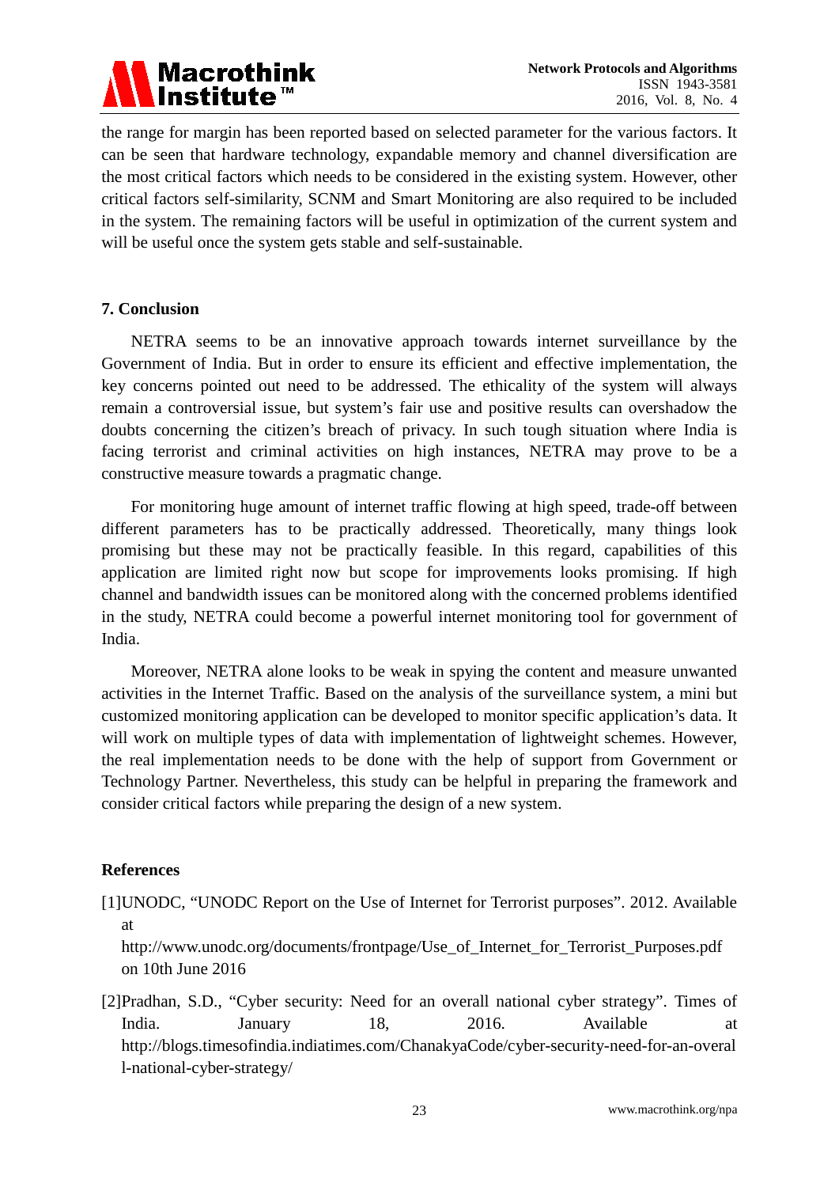the range for margin has been reported based on selected parameter for the various factors. It can be seen that hardware technology, expandable memory and channel diversification are the most critical factors which needs to be considered in the existing system. However, other critical factors self-similarity, SCNM and Smart Monitoring are also required to be included in the system. The remaining factors will be useful in optimization of the current system and will be useful once the system gets stable and self-sustainable.

## 7. Conclusion

NETRA seems to be an innovative approach towards internet surveillance by the Government of India. But in order to ensure its efficient and effective implementation, the key concerns pointed out need to be addressed. The ethicality of the system will always remain a controversial issue, but system's fair use and positive results can overshadow the doubts concerning the citizen's breach of privacy. In such tough situation where India is facing terrorist and criminal activities on high instances, NETRA may prove to be a constructive measure towards a pragmatic change.

For monitoring huge amount of internet traffic flowing at high speed, trade-off between different parameters has to be practically addressed. Theoretically, many things look promising but these may not be practically feasible. In this regard, capabilities of this application are limited right now but scope for improvements looks promising. If high channel and bandwidth issues can be monitored along with the concerned problems identified in the study, NETRA could become a powerful internet monitoring tool for government of India.

Moreover, NETRA alone looks to be weak in spying the content and measure unwanted activities in the Internet Traffic. Based on the analysis of the surveillance system, a mini but customized monitoring application can be developed to monitor specific application's data. It will work on multiple types of data with implementation of lightweight schemes. However, the real implementation needs to be done with the help of support from Government or Technology Partner. Nevertheless, this study can be helpful in preparing the framework and consider critical factors while preparing the design of a new system.

## References

[1] UNODC, "UNODC Report on the Use of Internet for Terrorist purposes". 2012. Available at http://www.unodc.org/documents/frontpage/Use_of_Internet_for_Terrorist_Purposes.pdf on 10th June 2016

[2] Pradhan, S.D., "Cyber security: Need for an overall national cyber strategy". Times of India. January 18, 2016. Available at http://blogs.timesofindia.indiatimes.com/ChanakyaCode/cyber-security-need-for-an-overall-national-cyber-strategy/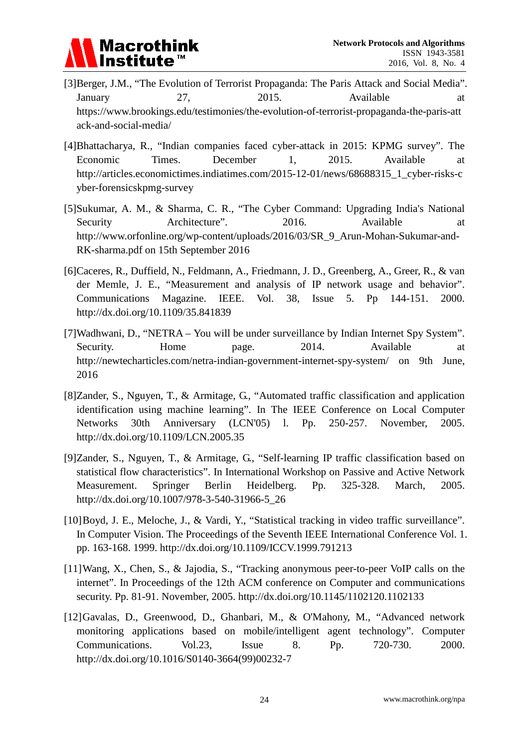[3]Berger, J.M., “The Evolution of Terrorist Propaganda: The Paris Attack and Social Media”. January 27, 2015. Available at https://www.brookings.edu/testimonies/the-evolution-of-terrorist-propaganda-the-paris-attack-and-social-media/

[4]Bhattacharya, R., “Indian companies faced cyber-attack in 2015: KPMG survey”. The Economic Times. December 1, 2015. Available at http://articles.economictimes.indiatimes.com/2015-12-01/news/68688315_1_cyber-risks-cyber-forensicskpmg-survey

[5]Sukumar, A. M., & Sharma, C. R., “The Cyber Command: Upgrading India's National Security Architecture”. 2016. Available at http://www.orfonline.org/wp-content/uploads/2016/03/SR_9_Arun-Mohan-Sukumar-and-RK-sharma.pdf on 15th September 2016

[6]Caceres, R., Duffield, N., Feldmann, A., Friedmann, J. D., Greenberg, A., Greer, R., & van der Memle, J. E., “Measurement and analysis of IP network usage and behavior”. Communications Magazine. IEEE. Vol. 38, Issue 5. Pp 144-151. 2000. http://dx.doi.org/10.1109/35.841839

[7]Wadhwani, D., “NETRA – You will be under surveillance by Indian Internet Spy System”. Security. Home page. 2014. Available at http://newtecharticles.com/netra-indian-government-internet-spy-system/ on 9th June, 2016

[8]Zander, S., Nguyen, T., & Armitage, G., “Automated traffic classification and application identification using machine learning”. In The IEEE Conference on Local Computer Networks 30th Anniversary (LCN'05) l. Pp. 250-257. November, 2005. http://dx.doi.org/10.1109/LCN.2005.35

[9]Zander, S., Nguyen, T., & Armitage, G., “Self-learning IP traffic classification based on statistical flow characteristics”. In International Workshop on Passive and Active Network Measurement. Springer Berlin Heidelberg. Pp. 325-328. March, 2005. http://dx.doi.org/10.1007/978-3-540-31966-5_26

[10]Boyd, J. E., Meloche, J., & Vardi, Y., “Statistical tracking in video traffic surveillance”. In Computer Vision. The Proceedings of the Seventh IEEE International Conference Vol. 1. pp. 163-168. 1999. http://dx.doi.org/10.1109/ICCV.1999.791213

[11]Wang, X., Chen, S., & Jajodia, S., “Tracking anonymous peer-to-peer VoIP calls on the internet”. In Proceedings of the 12th ACM conference on Computer and communications security. Pp. 81-91. November, 2005. http://dx.doi.org/10.1145/1102120.1102133

[12]Gavalas, D., Greenwood, D., Ghanbari, M., & O'Mahony, M., “Advanced network monitoring applications based on mobile/intelligent agent technology”. Computer Communications. Vol.23, Issue 8. Pp. 720-730. 2000. http://dx.doi.org/10.1016/S0140-3664(99)00232-7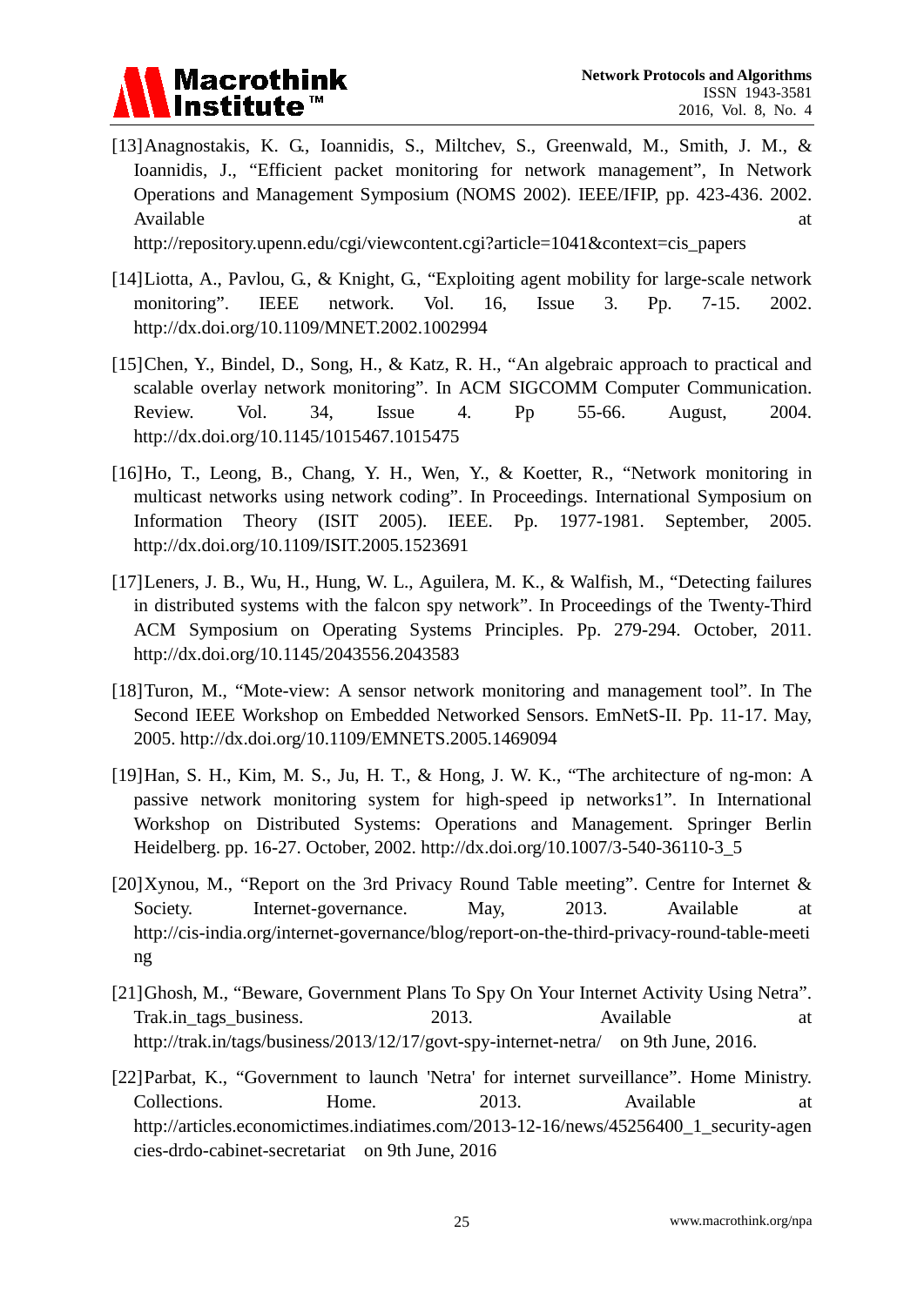[13]Anagnostakis, K. G., Ioannidis, S., Miltchev, S., Greenwald, M., Smith, J. M., & Ioannidis, J., "Efficient packet monitoring for network management", In Network Operations and Management Symposium (NOMS 2002). IEEE/IFIP, pp. 423-436. 2002. Available at http://repository.upenn.edu/cgi/viewcontent.cgi?article=1041&context=cis_papers

[14]Liotta, A., Pavlou, G., & Knight, G., "Exploiting agent mobility for large-scale network monitoring". IEEE network. Vol. 16, Issue 3. Pp. 7-15. 2002. http://dx.doi.org/10.1109/MNET.2002.1002994

[15]Chen, Y., Bindel, D., Song, H., & Katz, R. H., "An algebraic approach to practical and scalable overlay network monitoring". In ACM SIGCOMM Computer Communication. Review. Vol. 34, Issue 4. Pp 55-66. August, 2004. http://dx.doi.org/10.1145/1015467.1015475

[16]Ho, T., Leong, B., Chang, Y. H., Wen, Y., & Koetter, R., "Network monitoring in multicast networks using network coding". In Proceedings. International Symposium on Information Theory (ISIT 2005). IEEE. Pp. 1977-1981. September, 2005. http://dx.doi.org/10.1109/ISIT.2005.1523691

[17]Leners, J. B., Wu, H., Hung, W. L., Aguilera, M. K., & Walfish, M., "Detecting failures in distributed systems with the falcon spy network". In Proceedings of the Twenty-Third ACM Symposium on Operating Systems Principles. Pp. 279-294. October, 2011. http://dx.doi.org/10.1145/2043556.2043583

[18]Turon, M., "Mote-view: A sensor network monitoring and management tool". In The Second IEEE Workshop on Embedded Networked Sensors. EmNetS-II. Pp. 11-17. May, 2005. http://dx.doi.org/10.1109/EMNETS.2005.1469094

[19]Han, S. H., Kim, M. S., Ju, H. T., & Hong, J. W. K., "The architecture of ng-mon: A passive network monitoring system for high-speed ip networks1". In International Workshop on Distributed Systems: Operations and Management. Springer Berlin Heidelberg. pp. 16-27. October, 2002. http://dx.doi.org/10.1007/3-540-36110-3_5

[20]Xynou, M., "Report on the 3rd Privacy Round Table meeting". Centre for Internet & Society. Internet-governance. May, 2013. Available at http://cis-india.org/internet-governance/blog/report-on-the-third-privacy-round-table-meeting

[21]Ghosh, M., "Beware, Government Plans To Spy On Your Internet Activity Using Netra". Trak.in_tags_business. 2013. Available at http://trak.in/tags/business/2013/12/17/govt-spy-internet-netra/ on 9th June, 2016.

[22]Parbat, K., "Government to launch 'Netra' for internet surveillance". Home Ministry. Collections. Home. 2013. Available at http://articles.economictimes.indiatimes.com/2013-12-16/news/45256400_1_security-agencies-drdo-cabinet-secretariat on 9th June, 2016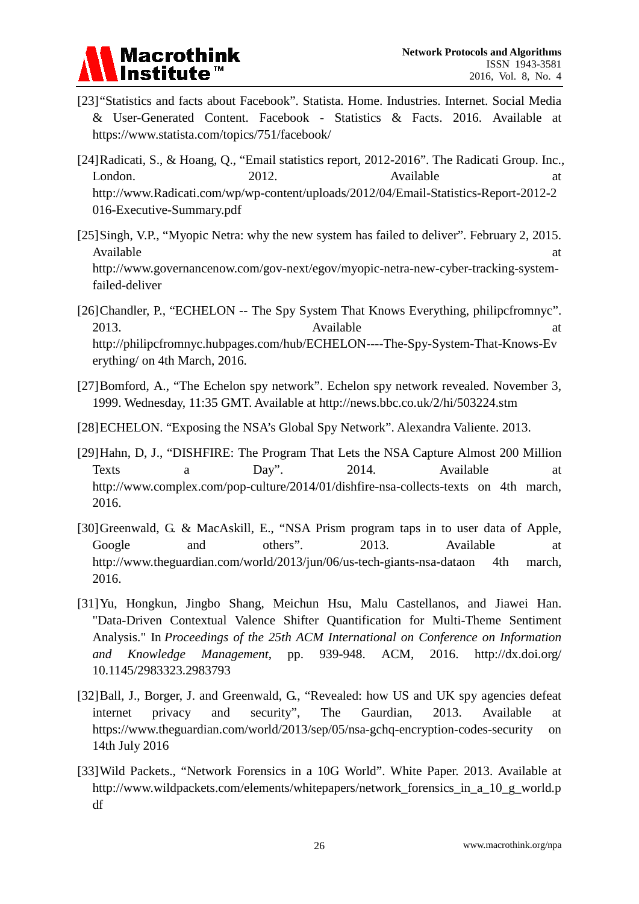[23]"Statistics and facts about Facebook". Statista. Home. Industries. Internet. Social Media & User-Generated Content. Facebook - Statistics & Facts. 2016. Available at https://www.statista.com/topics/751/facebook/

[24]Radicati, S., & Hoang, Q., "Email statistics report, 2012-2016". The Radicati Group. Inc., London. 2012. Available at http://www.Radicati.com/wp/wp-content/uploads/2012/04/Email-Statistics-Report-2012-2016-Executive-Summary.pdf

[25]Singh, V.P., "Myopic Netra: why the new system has failed to deliver". February 2, 2015. Available at http://www.governancenow.com/gov-next/egov/myopic-netra-new-cyber-tracking-system-failed-deliver

[26]Chandler, P., "ECHELON -- The Spy System That Knows Everything, philipcfromnyc". 2013. Available at http://philipcfromnyc.hubpages.com/hub/ECHELON----The-Spy-System-That-Knows-Everything/ on 4th March, 2016.

[27]Bomford, A., "The Echelon spy network". Echelon spy network revealed. November 3, 1999. Wednesday, 11:35 GMT. Available at http://news.bbc.co.uk/2/hi/503224.stm

[28]ECHELON. "Exposing the NSA's Global Spy Network". Alexandra Valiente. 2013.

[29]Hahn, D, J., "DISHFIRE: The Program That Lets the NSA Capture Almost 200 Million Texts a Day". 2014. Available at http://www.complex.com/pop-culture/2014/01/dishfire-nsa-collects-texts on 4th march, 2016.

[30]Greenwald, G. & MacAskill, E., "NSA Prism program taps in to user data of Apple, Google and others". 2013. Available at http://www.theguardian.com/world/2013/jun/06/us-tech-giants-nsa-dataon 4th march, 2016.

[31]Yu, Hongkun, Jingbo Shang, Meichun Hsu, Malu Castellanos, and Jiawei Han. "Data-Driven Contextual Valence Shifter Quantification for Multi-Theme Sentiment Analysis." In *Proceedings of the 25th ACM International on Conference on Information and Knowledge Management*, pp. 939-948. ACM, 2016. http://dx.doi.org/10.1145/2983323.2983793

[32]Ball, J., Borger, J. and Greenwald, G., "Revealed: how US and UK spy agencies defeat internet privacy and security", The Gaurdian, 2013. Available at https://www.theguardian.com/world/2013/sep/05/nsa-gchq-encryption-codes-security on 14th July 2016

[33]Wild Packets., "Network Forensics in a 10G World". White Paper. 2013. Available at http://www.wildpackets.com/elements/whitepapers/network_forensics_in_a_10_g_world.pdf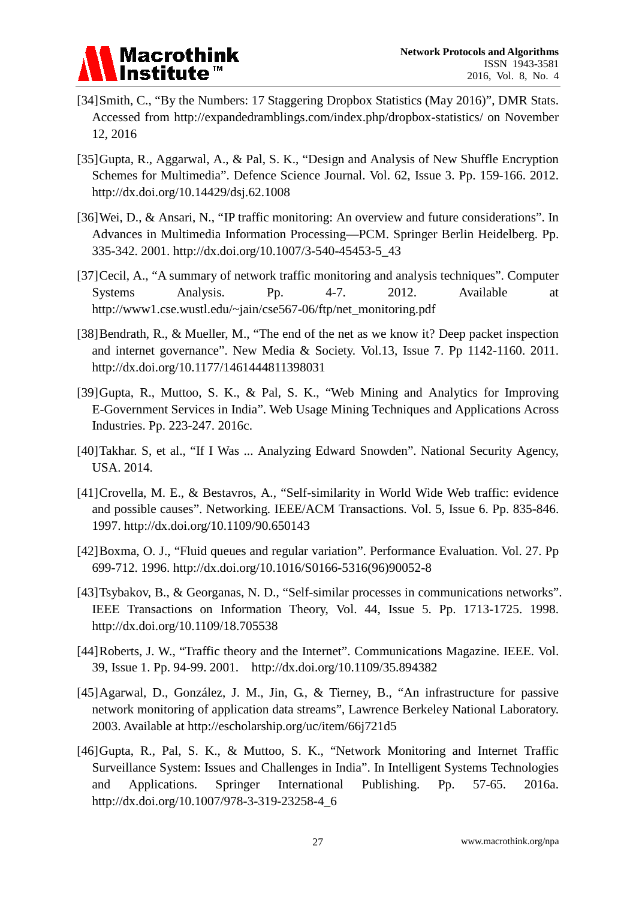[34]Smith, C., "By the Numbers: 17 Staggering Dropbox Statistics (May 2016)", DMR Stats. Accessed from http://expandedramblings.com/index.php/dropbox-statistics/ on November 12, 2016

[35]Gupta, R., Aggarwal, A., & Pal, S. K., "Design and Analysis of New Shuffle Encryption Schemes for Multimedia". Defence Science Journal. Vol. 62, Issue 3. Pp. 159-166. 2012. http://dx.doi.org/10.14429/dsj.62.1008

[36]Wei, D., & Ansari, N., "IP traffic monitoring: An overview and future considerations". In Advances in Multimedia Information Processing—PCM. Springer Berlin Heidelberg. Pp. 335-342. 2001. http://dx.doi.org/10.1007/3-540-45453-5_43

[37]Cecil, A., "A summary of network traffic monitoring and analysis techniques". Computer Systems Analysis. Pp. 4-7. 2012. Available at http://www1.cse.wustl.edu/~jain/cse567-06/ftp/net_monitoring.pdf

[38]Bendrath, R., & Mueller, M., "The end of the net as we know it? Deep packet inspection and internet governance". New Media & Society. Vol.13, Issue 7. Pp 1142-1160. 2011. http://dx.doi.org/10.1177/1461444811398031

[39]Gupta, R., Muttoo, S. K., & Pal, S. K., "Web Mining and Analytics for Improving E-Government Services in India". Web Usage Mining Techniques and Applications Across Industries. Pp. 223-247. 2016c.

[40]Takhar. S, et al., "If I Was ... Analyzing Edward Snowden". National Security Agency, USA. 2014.

[41]Crovella, M. E., & Bestavros, A., "Self-similarity in World Wide Web traffic: evidence and possible causes". Networking. IEEE/ACM Transactions. Vol. 5, Issue 6. Pp. 835-846. 1997. http://dx.doi.org/10.1109/90.650143

[42]Boxma, O. J., "Fluid queues and regular variation". Performance Evaluation. Vol. 27. Pp 699-712. 1996. http://dx.doi.org/10.1016/S0166-5316(96)90052-8

[43]Tsybakov, B., & Georganas, N. D., "Self-similar processes in communications networks". IEEE Transactions on Information Theory, Vol. 44, Issue 5. Pp. 1713-1725. 1998. http://dx.doi.org/10.1109/18.705538

[44]Roberts, J. W., "Traffic theory and the Internet". Communications Magazine. IEEE. Vol. 39, Issue 1. Pp. 94-99. 2001. http://dx.doi.org/10.1109/35.894382

[45]Agarwal, D., González, J. M., Jin, G., & Tierney, B., "An infrastructure for passive network monitoring of application data streams", Lawrence Berkeley National Laboratory. 2003. Available at http://escholarship.org/uc/item/66j721d5

[46]Gupta, R., Pal, S. K., & Muttoo, S. K., "Network Monitoring and Internet Traffic Surveillance System: Issues and Challenges in India". In Intelligent Systems Technologies and Applications. Springer International Publishing. Pp. 57-65. 2016a. http://dx.doi.org/10.1007/978-3-319-23258-4_6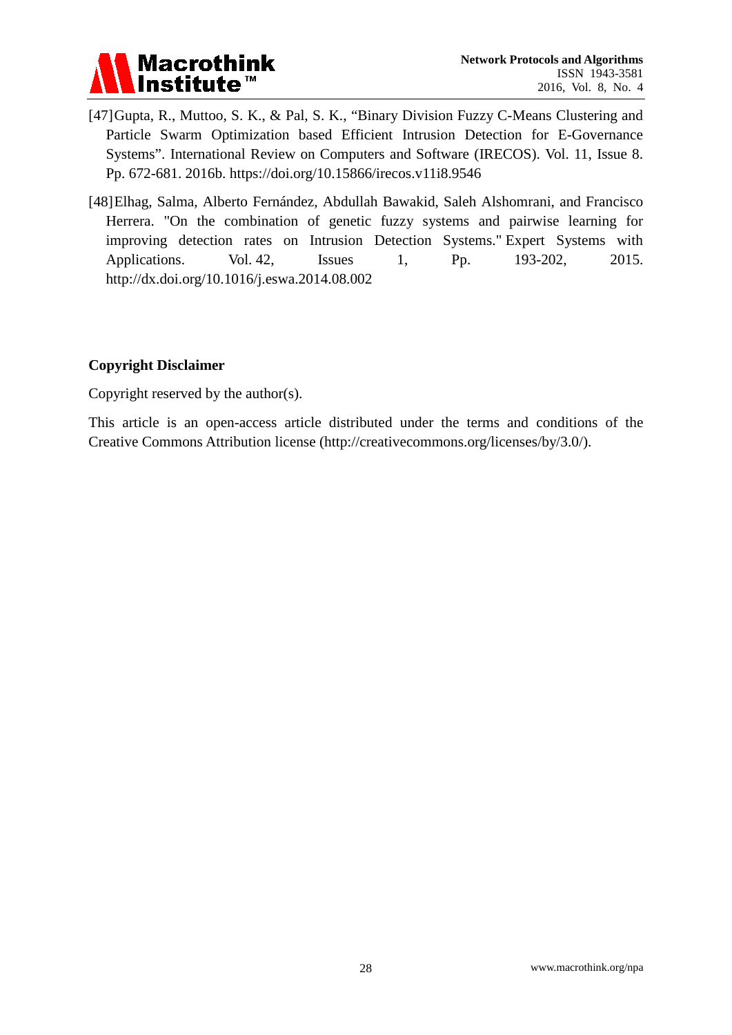[47] Gupta, R., Muttoo, S. K., & Pal, S. K., "Binary Division Fuzzy C-Means Clustering and Particle Swarm Optimization based Efficient Intrusion Detection for E-Governance Systems". International Review on Computers and Software (IRECOS). Vol. 11, Issue 8. Pp. 672-681. 2016b. https://doi.org/10.15866/irecos.v11i8.9546

[48] Elhag, Salma, Alberto Fernández, Abdullah Bawakid, Saleh Alshomrani, and Francisco Herrera. "On the combination of genetic fuzzy systems and pairwise learning for improving detection rates on Intrusion Detection Systems." Expert Systems with Applications. Vol. 42, Issues 1, Pp. 193-202, 2015. http://dx.doi.org/10.1016/j.eswa.2014.08.002

**Copyright Disclaimer**

Copyright reserved by the author(s).

This article is an open-access article distributed under the terms and conditions of the Creative Commons Attribution license (http://creativecommons.org/licenses/by/3.0/).